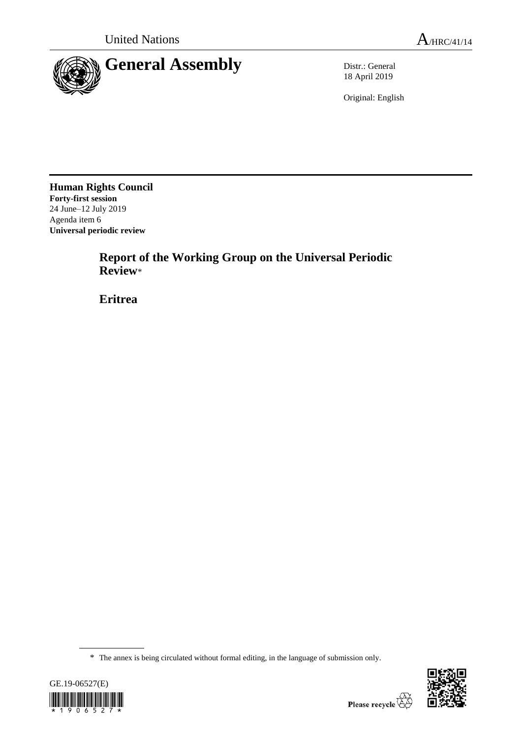United Nations

A/HRC/41/14

# General Assembly

Distr.: General
18 April 2019

Original: English

**Human Rights Council**
**Forty-first session**
24 June–12 July 2019
Agenda item 6
**Universal periodic review**

## Report of the Working Group on the Universal Periodic Review*

## Eritrea

* The annex is being circulated without formal editing, in the language of submission only.

GE.19-06527(E)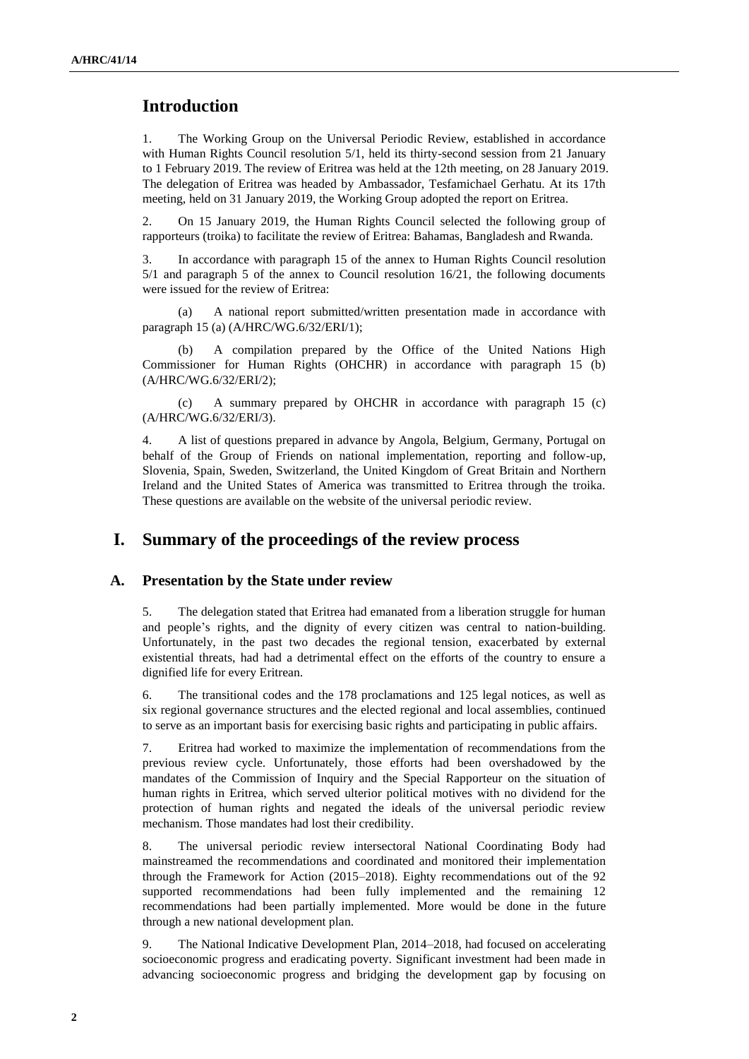# Introduction

1. The Working Group on the Universal Periodic Review, established in accordance with Human Rights Council resolution 5/1, held its thirty-second session from 21 January to 1 February 2019. The review of Eritrea was held at the 12th meeting, on 28 January 2019. The delegation of Eritrea was headed by Ambassador, Tesfamichael Gerhatu. At its 17th meeting, held on 31 January 2019, the Working Group adopted the report on Eritrea.

2. On 15 January 2019, the Human Rights Council selected the following group of rapporteurs (troika) to facilitate the review of Eritrea: Bahamas, Bangladesh and Rwanda.

3. In accordance with paragraph 15 of the annex to Human Rights Council resolution 5/1 and paragraph 5 of the annex to Council resolution 16/21, the following documents were issued for the review of Eritrea:

(a) A national report submitted/written presentation made in accordance with paragraph 15 (a) (A/HRC/WG.6/32/ERI/1);

(b) A compilation prepared by the Office of the United Nations High Commissioner for Human Rights (OHCHR) in accordance with paragraph 15 (b) (A/HRC/WG.6/32/ERI/2);

(c) A summary prepared by OHCHR in accordance with paragraph 15 (c) (A/HRC/WG.6/32/ERI/3).

4. A list of questions prepared in advance by Angola, Belgium, Germany, Portugal on behalf of the Group of Friends on national implementation, reporting and follow-up, Slovenia, Spain, Sweden, Switzerland, the United Kingdom of Great Britain and Northern Ireland and the United States of America was transmitted to Eritrea through the troika. These questions are available on the website of the universal periodic review.

# I. Summary of the proceedings of the review process

## A. Presentation by the State under review

5. The delegation stated that Eritrea had emanated from a liberation struggle for human and people's rights, and the dignity of every citizen was central to nation-building. Unfortunately, in the past two decades the regional tension, exacerbated by external existential threats, had had a detrimental effect on the efforts of the country to ensure a dignified life for every Eritrean.

6. The transitional codes and the 178 proclamations and 125 legal notices, as well as six regional governance structures and the elected regional and local assemblies, continued to serve as an important basis for exercising basic rights and participating in public affairs.

7. Eritrea had worked to maximize the implementation of recommendations from the previous review cycle. Unfortunately, those efforts had been overshadowed by the mandates of the Commission of Inquiry and the Special Rapporteur on the situation of human rights in Eritrea, which served ulterior political motives with no dividend for the protection of human rights and negated the ideals of the universal periodic review mechanism. Those mandates had lost their credibility.

8. The universal periodic review intersectoral National Coordinating Body had mainstreamed the recommendations and coordinated and monitored their implementation through the Framework for Action (2015–2018). Eighty recommendations out of the 92 supported recommendations had been fully implemented and the remaining 12 recommendations had been partially implemented. More would be done in the future through a new national development plan.

9. The National Indicative Development Plan, 2014–2018, had focused on accelerating socioeconomic progress and eradicating poverty. Significant investment had been made in advancing socioeconomic progress and bridging the development gap by focusing on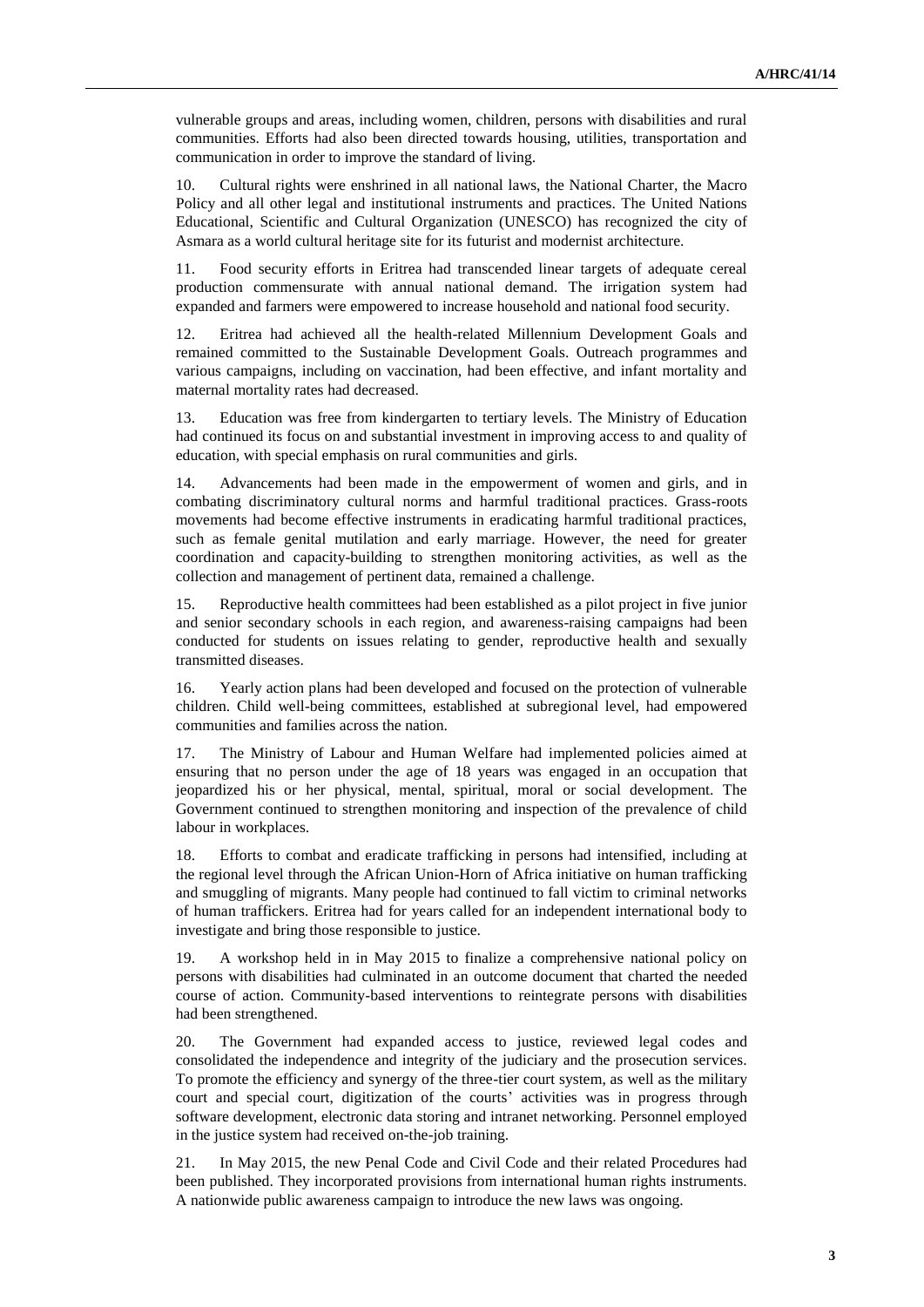vulnerable groups and areas, including women, children, persons with disabilities and rural communities. Efforts had also been directed towards housing, utilities, transportation and communication in order to improve the standard of living.

10. Cultural rights were enshrined in all national laws, the National Charter, the Macro Policy and all other legal and institutional instruments and practices. The United Nations Educational, Scientific and Cultural Organization (UNESCO) has recognized the city of Asmara as a world cultural heritage site for its futurist and modernist architecture.

11. Food security efforts in Eritrea had transcended linear targets of adequate cereal production commensurate with annual national demand. The irrigation system had expanded and farmers were empowered to increase household and national food security.

12. Eritrea had achieved all the health-related Millennium Development Goals and remained committed to the Sustainable Development Goals. Outreach programmes and various campaigns, including on vaccination, had been effective, and infant mortality and maternal mortality rates had decreased.

13. Education was free from kindergarten to tertiary levels. The Ministry of Education had continued its focus on and substantial investment in improving access to and quality of education, with special emphasis on rural communities and girls.

14. Advancements had been made in the empowerment of women and girls, and in combating discriminatory cultural norms and harmful traditional practices. Grass-roots movements had become effective instruments in eradicating harmful traditional practices, such as female genital mutilation and early marriage. However, the need for greater coordination and capacity-building to strengthen monitoring activities, as well as the collection and management of pertinent data, remained a challenge.

15. Reproductive health committees had been established as a pilot project in five junior and senior secondary schools in each region, and awareness-raising campaigns had been conducted for students on issues relating to gender, reproductive health and sexually transmitted diseases.

16. Yearly action plans had been developed and focused on the protection of vulnerable children. Child well-being committees, established at subregional level, had empowered communities and families across the nation.

17. The Ministry of Labour and Human Welfare had implemented policies aimed at ensuring that no person under the age of 18 years was engaged in an occupation that jeopardized his or her physical, mental, spiritual, moral or social development. The Government continued to strengthen monitoring and inspection of the prevalence of child labour in workplaces.

18. Efforts to combat and eradicate trafficking in persons had intensified, including at the regional level through the African Union-Horn of Africa initiative on human trafficking and smuggling of migrants. Many people had continued to fall victim to criminal networks of human traffickers. Eritrea had for years called for an independent international body to investigate and bring those responsible to justice.

19. A workshop held in in May 2015 to finalize a comprehensive national policy on persons with disabilities had culminated in an outcome document that charted the needed course of action. Community-based interventions to reintegrate persons with disabilities had been strengthened.

20. The Government had expanded access to justice, reviewed legal codes and consolidated the independence and integrity of the judiciary and the prosecution services. To promote the efficiency and synergy of the three-tier court system, as well as the military court and special court, digitization of the courts' activities was in progress through software development, electronic data storing and intranet networking. Personnel employed in the justice system had received on-the-job training.

21. In May 2015, the new Penal Code and Civil Code and their related Procedures had been published. They incorporated provisions from international human rights instruments. A nationwide public awareness campaign to introduce the new laws was ongoing.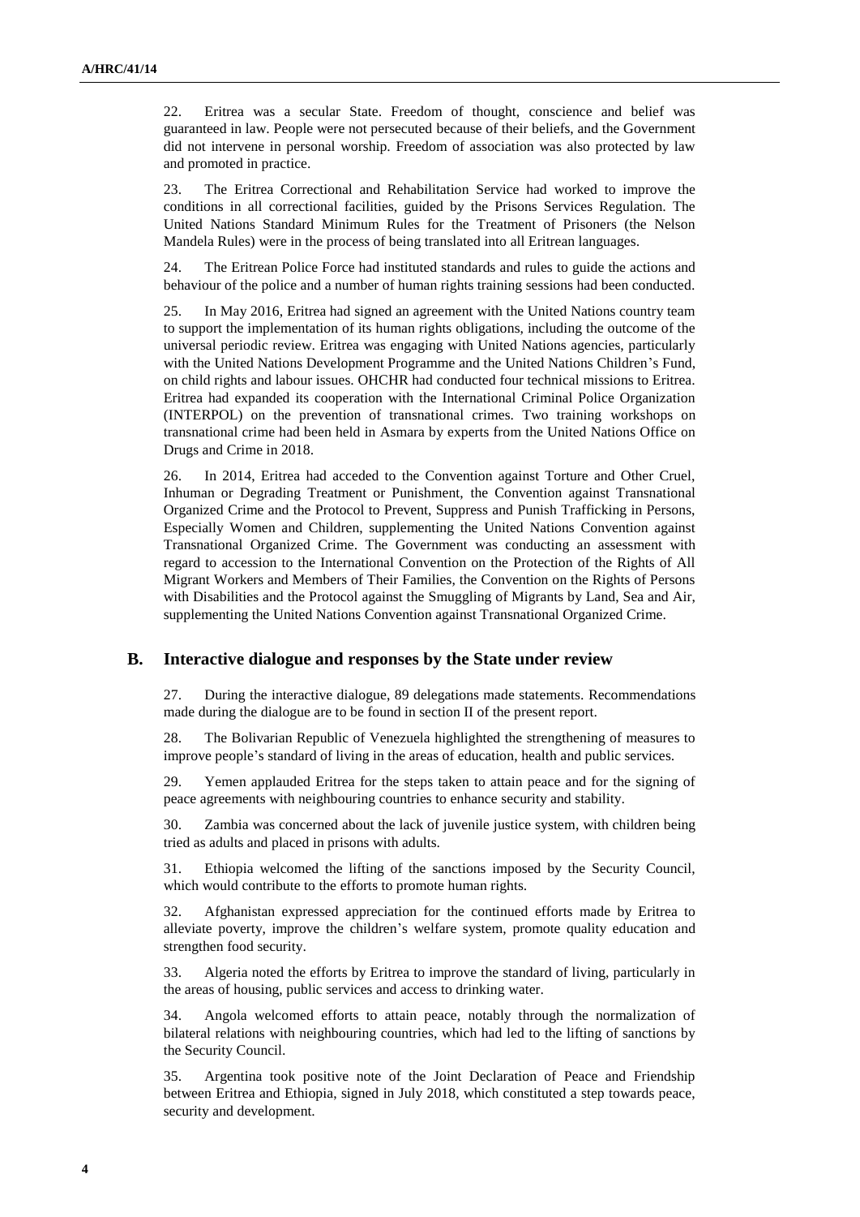22. Eritrea was a secular State. Freedom of thought, conscience and belief was guaranteed in law. People were not persecuted because of their beliefs, and the Government did not intervene in personal worship. Freedom of association was also protected by law and promoted in practice.

23. The Eritrea Correctional and Rehabilitation Service had worked to improve the conditions in all correctional facilities, guided by the Prisons Services Regulation. The United Nations Standard Minimum Rules for the Treatment of Prisoners (the Nelson Mandela Rules) were in the process of being translated into all Eritrean languages.

24. The Eritrean Police Force had instituted standards and rules to guide the actions and behaviour of the police and a number of human rights training sessions had been conducted.

25. In May 2016, Eritrea had signed an agreement with the United Nations country team to support the implementation of its human rights obligations, including the outcome of the universal periodic review. Eritrea was engaging with United Nations agencies, particularly with the United Nations Development Programme and the United Nations Children's Fund, on child rights and labour issues. OHCHR had conducted four technical missions to Eritrea. Eritrea had expanded its cooperation with the International Criminal Police Organization (INTERPOL) on the prevention of transnational crimes. Two training workshops on transnational crime had been held in Asmara by experts from the United Nations Office on Drugs and Crime in 2018.

26. In 2014, Eritrea had acceded to the Convention against Torture and Other Cruel, Inhuman or Degrading Treatment or Punishment, the Convention against Transnational Organized Crime and the Protocol to Prevent, Suppress and Punish Trafficking in Persons, Especially Women and Children, supplementing the United Nations Convention against Transnational Organized Crime. The Government was conducting an assessment with regard to accession to the International Convention on the Protection of the Rights of All Migrant Workers and Members of Their Families, the Convention on the Rights of Persons with Disabilities and the Protocol against the Smuggling of Migrants by Land, Sea and Air, supplementing the United Nations Convention against Transnational Organized Crime.

## B. Interactive dialogue and responses by the State under review

27. During the interactive dialogue, 89 delegations made statements. Recommendations made during the dialogue are to be found in section II of the present report.

28. The Bolivarian Republic of Venezuela highlighted the strengthening of measures to improve people's standard of living in the areas of education, health and public services.

29. Yemen applauded Eritrea for the steps taken to attain peace and for the signing of peace agreements with neighbouring countries to enhance security and stability.

30. Zambia was concerned about the lack of juvenile justice system, with children being tried as adults and placed in prisons with adults.

31. Ethiopia welcomed the lifting of the sanctions imposed by the Security Council, which would contribute to the efforts to promote human rights.

32. Afghanistan expressed appreciation for the continued efforts made by Eritrea to alleviate poverty, improve the children's welfare system, promote quality education and strengthen food security.

33. Algeria noted the efforts by Eritrea to improve the standard of living, particularly in the areas of housing, public services and access to drinking water.

34. Angola welcomed efforts to attain peace, notably through the normalization of bilateral relations with neighbouring countries, which had led to the lifting of sanctions by the Security Council.

35. Argentina took positive note of the Joint Declaration of Peace and Friendship between Eritrea and Ethiopia, signed in July 2018, which constituted a step towards peace, security and development.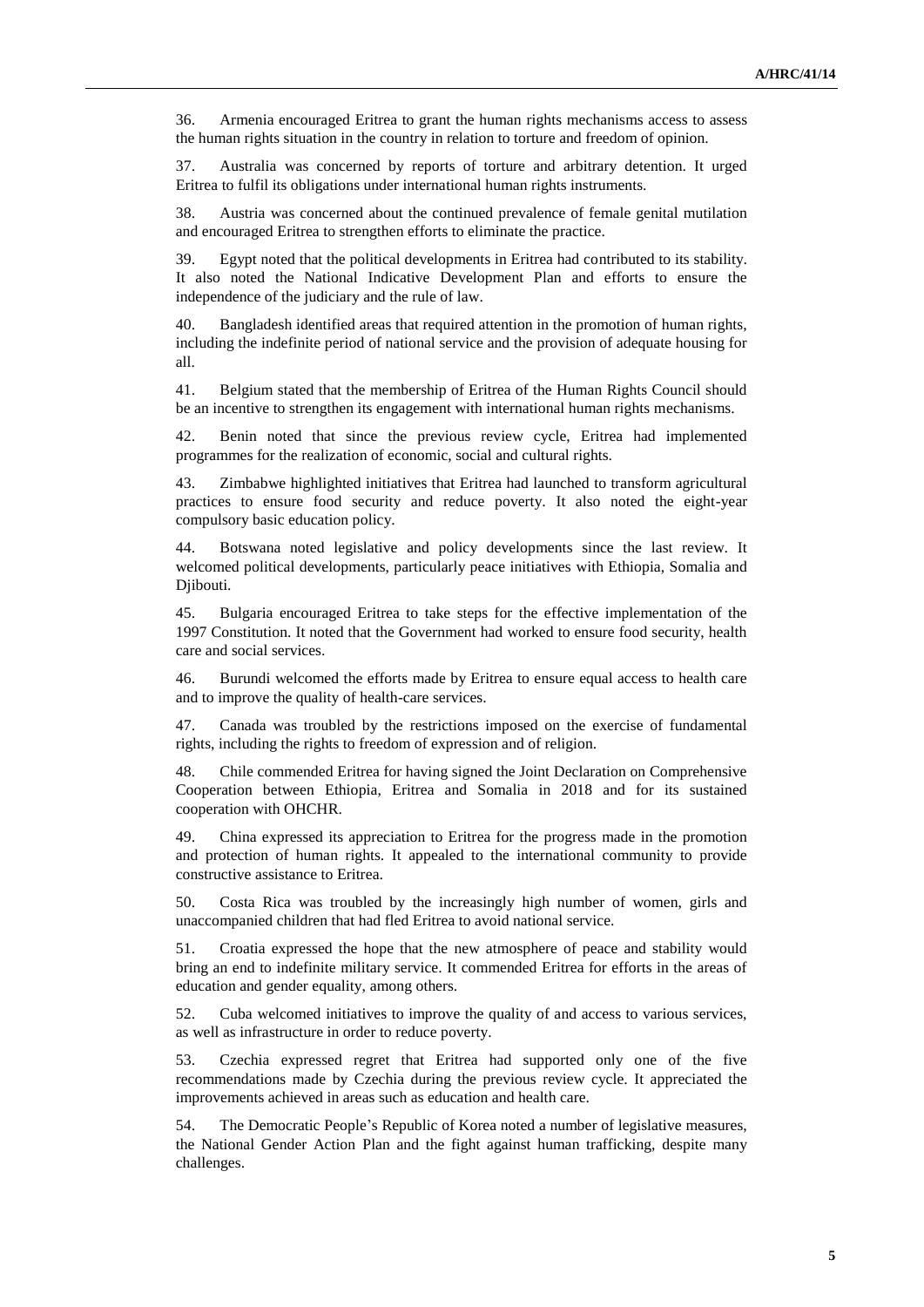36. Armenia encouraged Eritrea to grant the human rights mechanisms access to assess the human rights situation in the country in relation to torture and freedom of opinion.

37. Australia was concerned by reports of torture and arbitrary detention. It urged Eritrea to fulfil its obligations under international human rights instruments.

38. Austria was concerned about the continued prevalence of female genital mutilation and encouraged Eritrea to strengthen efforts to eliminate the practice.

39. Egypt noted that the political developments in Eritrea had contributed to its stability. It also noted the National Indicative Development Plan and efforts to ensure the independence of the judiciary and the rule of law.

40. Bangladesh identified areas that required attention in the promotion of human rights, including the indefinite period of national service and the provision of adequate housing for all.

41. Belgium stated that the membership of Eritrea of the Human Rights Council should be an incentive to strengthen its engagement with international human rights mechanisms.

42. Benin noted that since the previous review cycle, Eritrea had implemented programmes for the realization of economic, social and cultural rights.

43. Zimbabwe highlighted initiatives that Eritrea had launched to transform agricultural practices to ensure food security and reduce poverty. It also noted the eight-year compulsory basic education policy.

44. Botswana noted legislative and policy developments since the last review. It welcomed political developments, particularly peace initiatives with Ethiopia, Somalia and Djibouti.

45. Bulgaria encouraged Eritrea to take steps for the effective implementation of the 1997 Constitution. It noted that the Government had worked to ensure food security, health care and social services.

46. Burundi welcomed the efforts made by Eritrea to ensure equal access to health care and to improve the quality of health-care services.

47. Canada was troubled by the restrictions imposed on the exercise of fundamental rights, including the rights to freedom of expression and of religion.

48. Chile commended Eritrea for having signed the Joint Declaration on Comprehensive Cooperation between Ethiopia, Eritrea and Somalia in 2018 and for its sustained cooperation with OHCHR.

49. China expressed its appreciation to Eritrea for the progress made in the promotion and protection of human rights. It appealed to the international community to provide constructive assistance to Eritrea.

50. Costa Rica was troubled by the increasingly high number of women, girls and unaccompanied children that had fled Eritrea to avoid national service.

51. Croatia expressed the hope that the new atmosphere of peace and stability would bring an end to indefinite military service. It commended Eritrea for efforts in the areas of education and gender equality, among others.

52. Cuba welcomed initiatives to improve the quality of and access to various services, as well as infrastructure in order to reduce poverty.

53. Czechia expressed regret that Eritrea had supported only one of the five recommendations made by Czechia during the previous review cycle. It appreciated the improvements achieved in areas such as education and health care.

54. The Democratic People's Republic of Korea noted a number of legislative measures, the National Gender Action Plan and the fight against human trafficking, despite many challenges.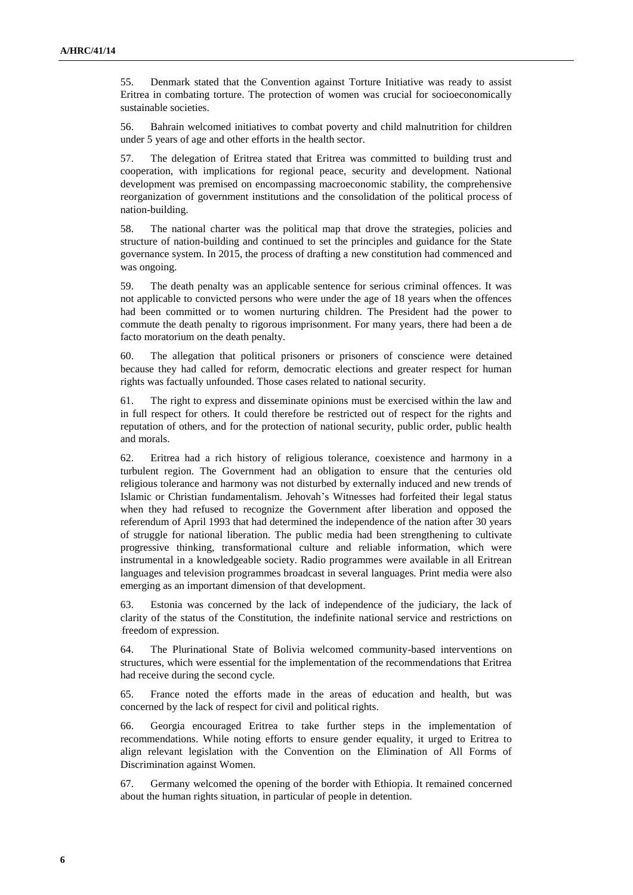55. Denmark stated that the Convention against Torture Initiative was ready to assist Eritrea in combating torture. The protection of women was crucial for socioeconomically sustainable societies.

56. Bahrain welcomed initiatives to combat poverty and child malnutrition for children under 5 years of age and other efforts in the health sector.

57. The delegation of Eritrea stated that Eritrea was committed to building trust and cooperation, with implications for regional peace, security and development. National development was premised on encompassing macroeconomic stability, the comprehensive reorganization of government institutions and the consolidation of the political process of nation-building.

58. The national charter was the political map that drove the strategies, policies and structure of nation-building and continued to set the principles and guidance for the State governance system. In 2015, the process of drafting a new constitution had commenced and was ongoing.

59. The death penalty was an applicable sentence for serious criminal offences. It was not applicable to convicted persons who were under the age of 18 years when the offences had been committed or to women nurturing children. The President had the power to commute the death penalty to rigorous imprisonment. For many years, there had been a de facto moratorium on the death penalty.

60. The allegation that political prisoners or prisoners of conscience were detained because they had called for reform, democratic elections and greater respect for human rights was factually unfounded. Those cases related to national security.

61. The right to express and disseminate opinions must be exercised within the law and in full respect for others. It could therefore be restricted out of respect for the rights and reputation of others, and for the protection of national security, public order, public health and morals.

62. Eritrea had a rich history of religious tolerance, coexistence and harmony in a turbulent region. The Government had an obligation to ensure that the centuries old religious tolerance and harmony was not disturbed by externally induced and new trends of Islamic or Christian fundamentalism. Jehovah's Witnesses had forfeited their legal status when they had refused to recognize the Government after liberation and opposed the referendum of April 1993 that had determined the independence of the nation after 30 years of struggle for national liberation. The public media had been strengthening to cultivate progressive thinking, transformational culture and reliable information, which were instrumental in a knowledgeable society. Radio programmes were available in all Eritrean languages and television programmes broadcast in several languages. Print media were also emerging as an important dimension of that development.

63. Estonia was concerned by the lack of independence of the judiciary, the lack of clarity of the status of the Constitution, the indefinite national service and restrictions on freedom of expression.

64. The Plurinational State of Bolivia welcomed community-based interventions on structures, which were essential for the implementation of the recommendations that Eritrea had receive during the second cycle.

65. France noted the efforts made in the areas of education and health, but was concerned by the lack of respect for civil and political rights.

66. Georgia encouraged Eritrea to take further steps in the implementation of recommendations. While noting efforts to ensure gender equality, it urged to Eritrea to align relevant legislation with the Convention on the Elimination of All Forms of Discrimination against Women.

67. Germany welcomed the opening of the border with Ethiopia. It remained concerned about the human rights situation, in particular of people in detention.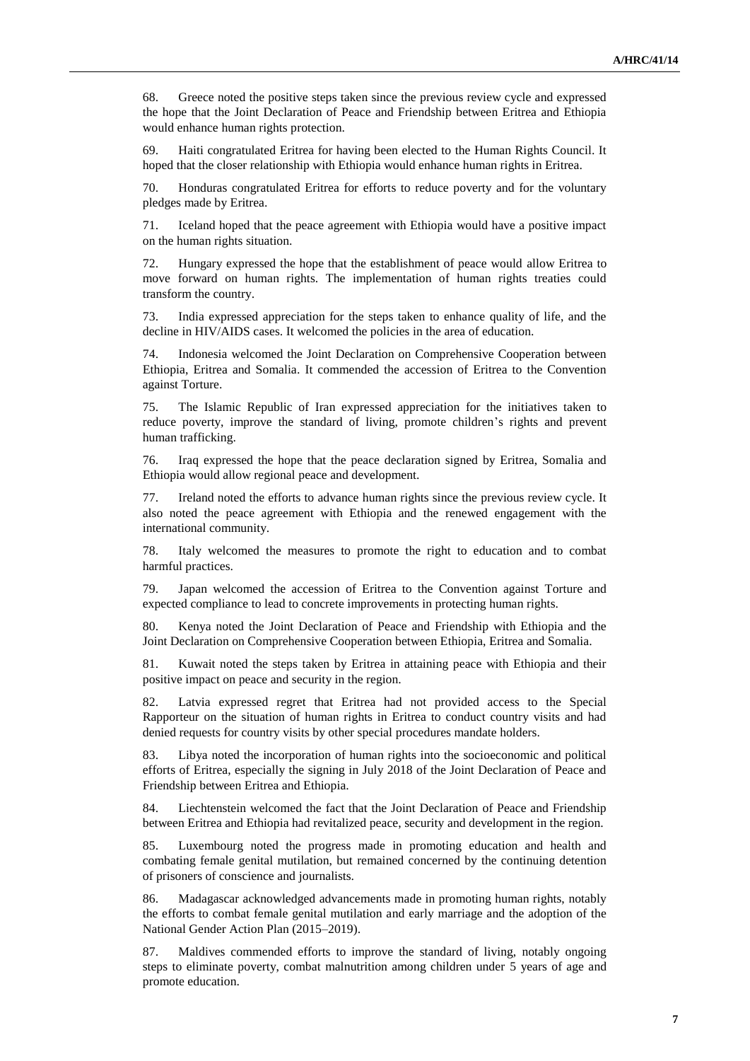68. Greece noted the positive steps taken since the previous review cycle and expressed the hope that the Joint Declaration of Peace and Friendship between Eritrea and Ethiopia would enhance human rights protection.

69. Haiti congratulated Eritrea for having been elected to the Human Rights Council. It hoped that the closer relationship with Ethiopia would enhance human rights in Eritrea.

70. Honduras congratulated Eritrea for efforts to reduce poverty and for the voluntary pledges made by Eritrea.

71. Iceland hoped that the peace agreement with Ethiopia would have a positive impact on the human rights situation.

72. Hungary expressed the hope that the establishment of peace would allow Eritrea to move forward on human rights. The implementation of human rights treaties could transform the country.

73. India expressed appreciation for the steps taken to enhance quality of life, and the decline in HIV/AIDS cases. It welcomed the policies in the area of education.

74. Indonesia welcomed the Joint Declaration on Comprehensive Cooperation between Ethiopia, Eritrea and Somalia. It commended the accession of Eritrea to the Convention against Torture.

75. The Islamic Republic of Iran expressed appreciation for the initiatives taken to reduce poverty, improve the standard of living, promote children's rights and prevent human trafficking.

76. Iraq expressed the hope that the peace declaration signed by Eritrea, Somalia and Ethiopia would allow regional peace and development.

77. Ireland noted the efforts to advance human rights since the previous review cycle. It also noted the peace agreement with Ethiopia and the renewed engagement with the international community.

78. Italy welcomed the measures to promote the right to education and to combat harmful practices.

79. Japan welcomed the accession of Eritrea to the Convention against Torture and expected compliance to lead to concrete improvements in protecting human rights.

80. Kenya noted the Joint Declaration of Peace and Friendship with Ethiopia and the Joint Declaration on Comprehensive Cooperation between Ethiopia, Eritrea and Somalia.

81. Kuwait noted the steps taken by Eritrea in attaining peace with Ethiopia and their positive impact on peace and security in the region.

82. Latvia expressed regret that Eritrea had not provided access to the Special Rapporteur on the situation of human rights in Eritrea to conduct country visits and had denied requests for country visits by other special procedures mandate holders.

83. Libya noted the incorporation of human rights into the socioeconomic and political efforts of Eritrea, especially the signing in July 2018 of the Joint Declaration of Peace and Friendship between Eritrea and Ethiopia.

84. Liechtenstein welcomed the fact that the Joint Declaration of Peace and Friendship between Eritrea and Ethiopia had revitalized peace, security and development in the region.

85. Luxembourg noted the progress made in promoting education and health and combating female genital mutilation, but remained concerned by the continuing detention of prisoners of conscience and journalists.

86. Madagascar acknowledged advancements made in promoting human rights, notably the efforts to combat female genital mutilation and early marriage and the adoption of the National Gender Action Plan (2015–2019).

87. Maldives commended efforts to improve the standard of living, notably ongoing steps to eliminate poverty, combat malnutrition among children under 5 years of age and promote education.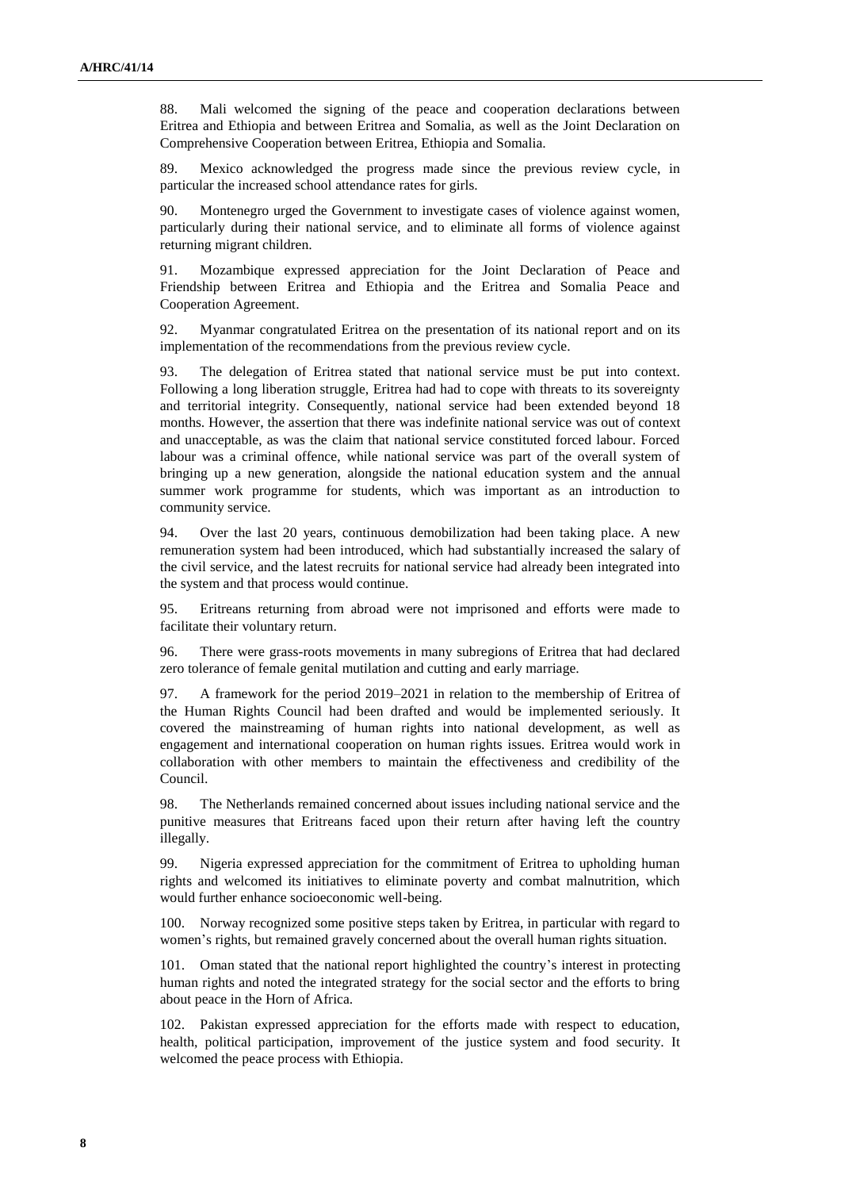88. Mali welcomed the signing of the peace and cooperation declarations between Eritrea and Ethiopia and between Eritrea and Somalia, as well as the Joint Declaration on Comprehensive Cooperation between Eritrea, Ethiopia and Somalia.

89. Mexico acknowledged the progress made since the previous review cycle, in particular the increased school attendance rates for girls.

90. Montenegro urged the Government to investigate cases of violence against women, particularly during their national service, and to eliminate all forms of violence against returning migrant children.

91. Mozambique expressed appreciation for the Joint Declaration of Peace and Friendship between Eritrea and Ethiopia and the Eritrea and Somalia Peace and Cooperation Agreement.

92. Myanmar congratulated Eritrea on the presentation of its national report and on its implementation of the recommendations from the previous review cycle.

93. The delegation of Eritrea stated that national service must be put into context. Following a long liberation struggle, Eritrea had had to cope with threats to its sovereignty and territorial integrity. Consequently, national service had been extended beyond 18 months. However, the assertion that there was indefinite national service was out of context and unacceptable, as was the claim that national service constituted forced labour. Forced labour was a criminal offence, while national service was part of the overall system of bringing up a new generation, alongside the national education system and the annual summer work programme for students, which was important as an introduction to community service.

94. Over the last 20 years, continuous demobilization had been taking place. A new remuneration system had been introduced, which had substantially increased the salary of the civil service, and the latest recruits for national service had already been integrated into the system and that process would continue.

95. Eritreans returning from abroad were not imprisoned and efforts were made to facilitate their voluntary return.

96. There were grass-roots movements in many subregions of Eritrea that had declared zero tolerance of female genital mutilation and cutting and early marriage.

97. A framework for the period 2019–2021 in relation to the membership of Eritrea of the Human Rights Council had been drafted and would be implemented seriously. It covered the mainstreaming of human rights into national development, as well as engagement and international cooperation on human rights issues. Eritrea would work in collaboration with other members to maintain the effectiveness and credibility of the Council.

98. The Netherlands remained concerned about issues including national service and the punitive measures that Eritreans faced upon their return after having left the country illegally.

99. Nigeria expressed appreciation for the commitment of Eritrea to upholding human rights and welcomed its initiatives to eliminate poverty and combat malnutrition, which would further enhance socioeconomic well-being.

100. Norway recognized some positive steps taken by Eritrea, in particular with regard to women's rights, but remained gravely concerned about the overall human rights situation.

101. Oman stated that the national report highlighted the country's interest in protecting human rights and noted the integrated strategy for the social sector and the efforts to bring about peace in the Horn of Africa.

102. Pakistan expressed appreciation for the efforts made with respect to education, health, political participation, improvement of the justice system and food security. It welcomed the peace process with Ethiopia.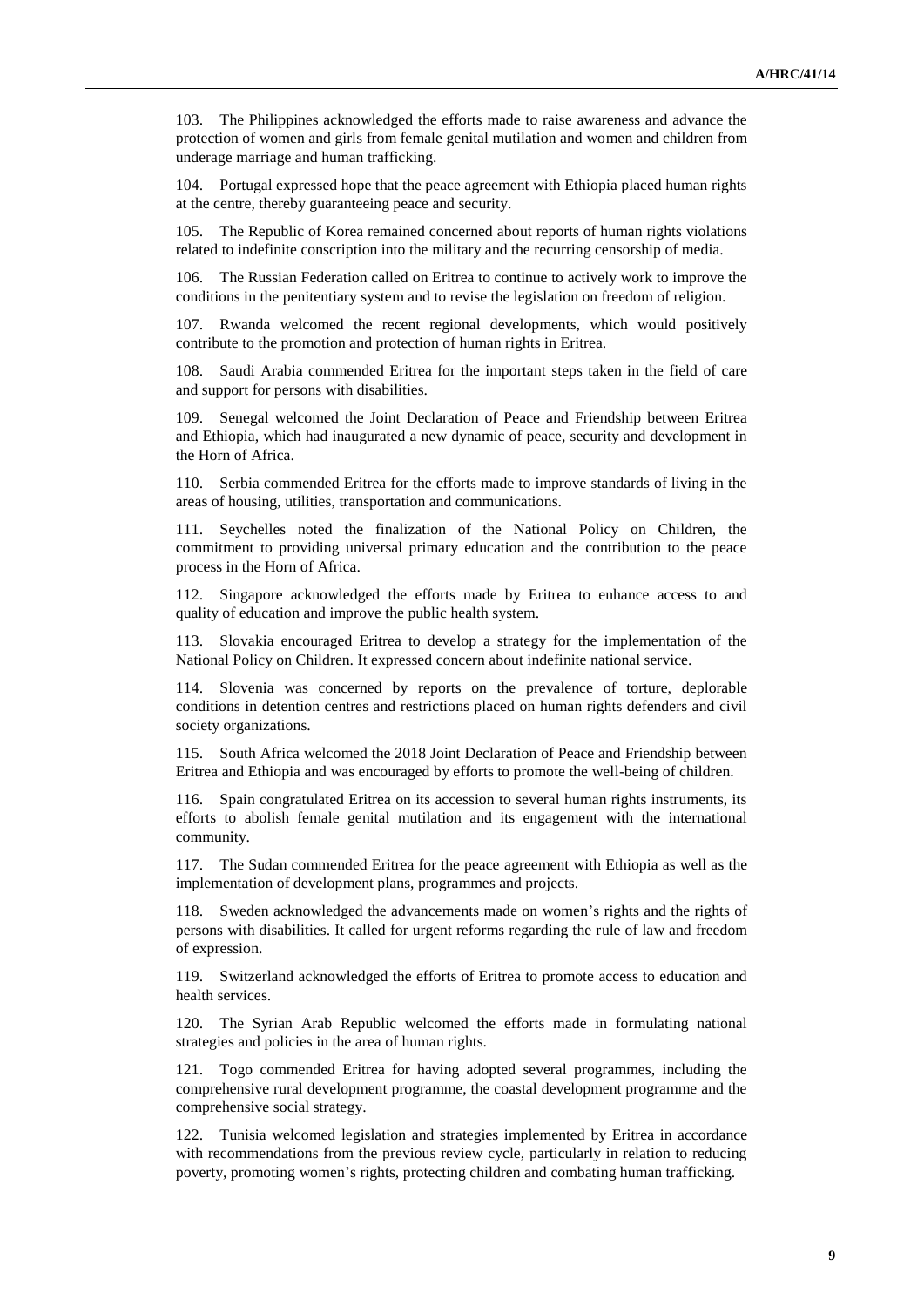103. The Philippines acknowledged the efforts made to raise awareness and advance the protection of women and girls from female genital mutilation and women and children from underage marriage and human trafficking.

104. Portugal expressed hope that the peace agreement with Ethiopia placed human rights at the centre, thereby guaranteeing peace and security.

105. The Republic of Korea remained concerned about reports of human rights violations related to indefinite conscription into the military and the recurring censorship of media.

106. The Russian Federation called on Eritrea to continue to actively work to improve the conditions in the penitentiary system and to revise the legislation on freedom of religion.

107. Rwanda welcomed the recent regional developments, which would positively contribute to the promotion and protection of human rights in Eritrea.

108. Saudi Arabia commended Eritrea for the important steps taken in the field of care and support for persons with disabilities.

109. Senegal welcomed the Joint Declaration of Peace and Friendship between Eritrea and Ethiopia, which had inaugurated a new dynamic of peace, security and development in the Horn of Africa.

110. Serbia commended Eritrea for the efforts made to improve standards of living in the areas of housing, utilities, transportation and communications.

111. Seychelles noted the finalization of the National Policy on Children, the commitment to providing universal primary education and the contribution to the peace process in the Horn of Africa.

112. Singapore acknowledged the efforts made by Eritrea to enhance access to and quality of education and improve the public health system.

113. Slovakia encouraged Eritrea to develop a strategy for the implementation of the National Policy on Children. It expressed concern about indefinite national service.

114. Slovenia was concerned by reports on the prevalence of torture, deplorable conditions in detention centres and restrictions placed on human rights defenders and civil society organizations.

115. South Africa welcomed the 2018 Joint Declaration of Peace and Friendship between Eritrea and Ethiopia and was encouraged by efforts to promote the well-being of children.

116. Spain congratulated Eritrea on its accession to several human rights instruments, its efforts to abolish female genital mutilation and its engagement with the international community.

117. The Sudan commended Eritrea for the peace agreement with Ethiopia as well as the implementation of development plans, programmes and projects.

118. Sweden acknowledged the advancements made on women's rights and the rights of persons with disabilities. It called for urgent reforms regarding the rule of law and freedom of expression.

119. Switzerland acknowledged the efforts of Eritrea to promote access to education and health services.

120. The Syrian Arab Republic welcomed the efforts made in formulating national strategies and policies in the area of human rights.

121. Togo commended Eritrea for having adopted several programmes, including the comprehensive rural development programme, the coastal development programme and the comprehensive social strategy.

122. Tunisia welcomed legislation and strategies implemented by Eritrea in accordance with recommendations from the previous review cycle, particularly in relation to reducing poverty, promoting women's rights, protecting children and combating human trafficking.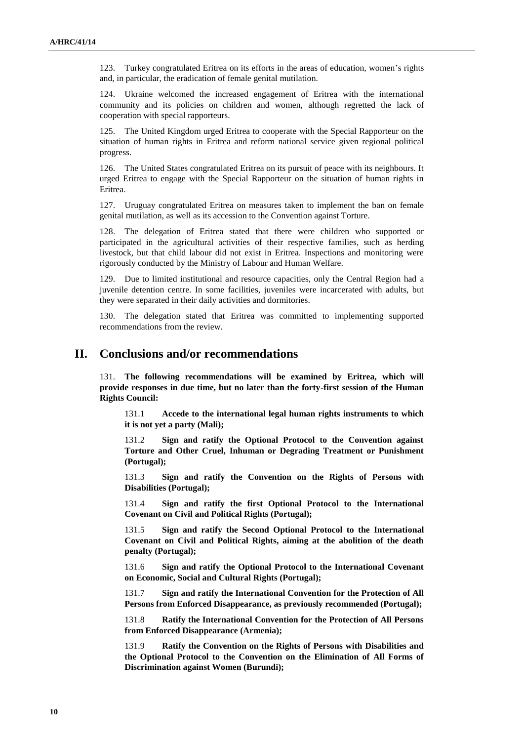123. Turkey congratulated Eritrea on its efforts in the areas of education, women's rights and, in particular, the eradication of female genital mutilation.

124. Ukraine welcomed the increased engagement of Eritrea with the international community and its policies on children and women, although regretted the lack of cooperation with special rapporteurs.

125. The United Kingdom urged Eritrea to cooperate with the Special Rapporteur on the situation of human rights in Eritrea and reform national service given regional political progress.

126. The United States congratulated Eritrea on its pursuit of peace with its neighbours. It urged Eritrea to engage with the Special Rapporteur on the situation of human rights in Eritrea.

127. Uruguay congratulated Eritrea on measures taken to implement the ban on female genital mutilation, as well as its accession to the Convention against Torture.

128. The delegation of Eritrea stated that there were children who supported or participated in the agricultural activities of their respective families, such as herding livestock, but that child labour did not exist in Eritrea. Inspections and monitoring were rigorously conducted by the Ministry of Labour and Human Welfare.

129. Due to limited institutional and resource capacities, only the Central Region had a juvenile detention centre. In some facilities, juveniles were incarcerated with adults, but they were separated in their daily activities and dormitories.

130. The delegation stated that Eritrea was committed to implementing supported recommendations from the review.

# II. Conclusions and/or recommendations

131. **The following recommendations will be examined by Eritrea, which will provide responses in due time, but no later than the forty-first session of the Human Rights Council:**

> 131.1 **Accede to the international legal human rights instruments to which it is not yet a party (Mali);**
>
> 131.2 **Sign and ratify the Optional Protocol to the Convention against Torture and Other Cruel, Inhuman or Degrading Treatment or Punishment (Portugal);**
>
> 131.3 **Sign and ratify the Convention on the Rights of Persons with Disabilities (Portugal);**
>
> 131.4 **Sign and ratify the first Optional Protocol to the International Covenant on Civil and Political Rights (Portugal);**
>
> 131.5 **Sign and ratify the Second Optional Protocol to the International Covenant on Civil and Political Rights, aiming at the abolition of the death penalty (Portugal);**
>
> 131.6 **Sign and ratify the Optional Protocol to the International Covenant on Economic, Social and Cultural Rights (Portugal);**
>
> 131.7 **Sign and ratify the International Convention for the Protection of All Persons from Enforced Disappearance, as previously recommended (Portugal);**
>
> 131.8 **Ratify the International Convention for the Protection of All Persons from Enforced Disappearance (Armenia);**
>
> 131.9 **Ratify the Convention on the Rights of Persons with Disabilities and the Optional Protocol to the Convention on the Elimination of All Forms of Discrimination against Women (Burundi);**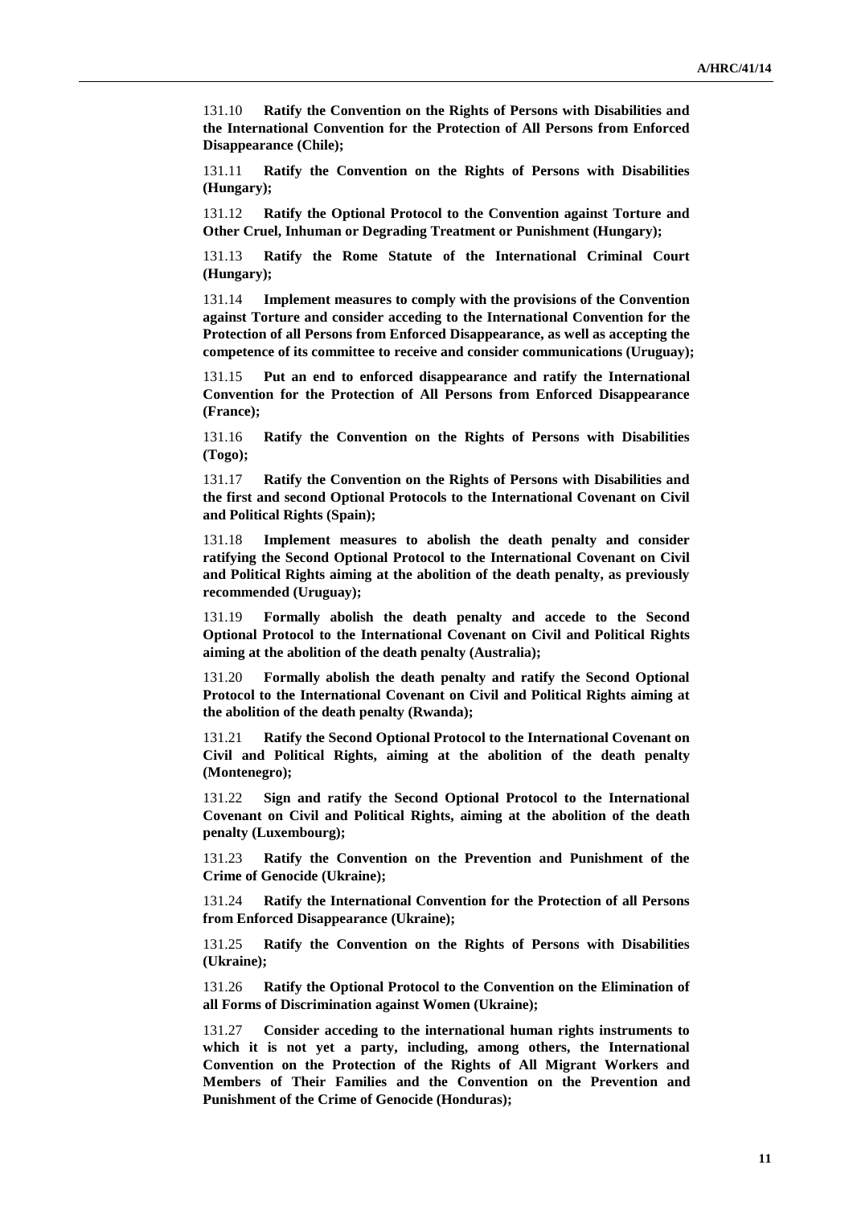131.10 **Ratify the Convention on the Rights of Persons with Disabilities and the International Convention for the Protection of All Persons from Enforced Disappearance (Chile);**

131.11 **Ratify the Convention on the Rights of Persons with Disabilities (Hungary);**

131.12 **Ratify the Optional Protocol to the Convention against Torture and Other Cruel, Inhuman or Degrading Treatment or Punishment (Hungary);**

131.13 **Ratify the Rome Statute of the International Criminal Court (Hungary);**

131.14 **Implement measures to comply with the provisions of the Convention against Torture and consider acceding to the International Convention for the Protection of all Persons from Enforced Disappearance, as well as accepting the competence of its committee to receive and consider communications (Uruguay);**

131.15 **Put an end to enforced disappearance and ratify the International Convention for the Protection of All Persons from Enforced Disappearance (France);**

131.16 **Ratify the Convention on the Rights of Persons with Disabilities (Togo);**

131.17 **Ratify the Convention on the Rights of Persons with Disabilities and the first and second Optional Protocols to the International Covenant on Civil and Political Rights (Spain);**

131.18 **Implement measures to abolish the death penalty and consider ratifying the Second Optional Protocol to the International Covenant on Civil and Political Rights aiming at the abolition of the death penalty, as previously recommended (Uruguay);**

131.19 **Formally abolish the death penalty and accede to the Second Optional Protocol to the International Covenant on Civil and Political Rights aiming at the abolition of the death penalty (Australia);**

131.20 **Formally abolish the death penalty and ratify the Second Optional Protocol to the International Covenant on Civil and Political Rights aiming at the abolition of the death penalty (Rwanda);**

131.21 **Ratify the Second Optional Protocol to the International Covenant on Civil and Political Rights, aiming at the abolition of the death penalty (Montenegro);**

131.22 **Sign and ratify the Second Optional Protocol to the International Covenant on Civil and Political Rights, aiming at the abolition of the death penalty (Luxembourg);**

131.23 **Ratify the Convention on the Prevention and Punishment of the Crime of Genocide (Ukraine);**

131.24 **Ratify the International Convention for the Protection of all Persons from Enforced Disappearance (Ukraine);**

131.25 **Ratify the Convention on the Rights of Persons with Disabilities (Ukraine);**

131.26 **Ratify the Optional Protocol to the Convention on the Elimination of all Forms of Discrimination against Women (Ukraine);**

131.27 **Consider acceding to the international human rights instruments to which it is not yet a party, including, among others, the International Convention on the Protection of the Rights of All Migrant Workers and Members of Their Families and the Convention on the Prevention and Punishment of the Crime of Genocide (Honduras);**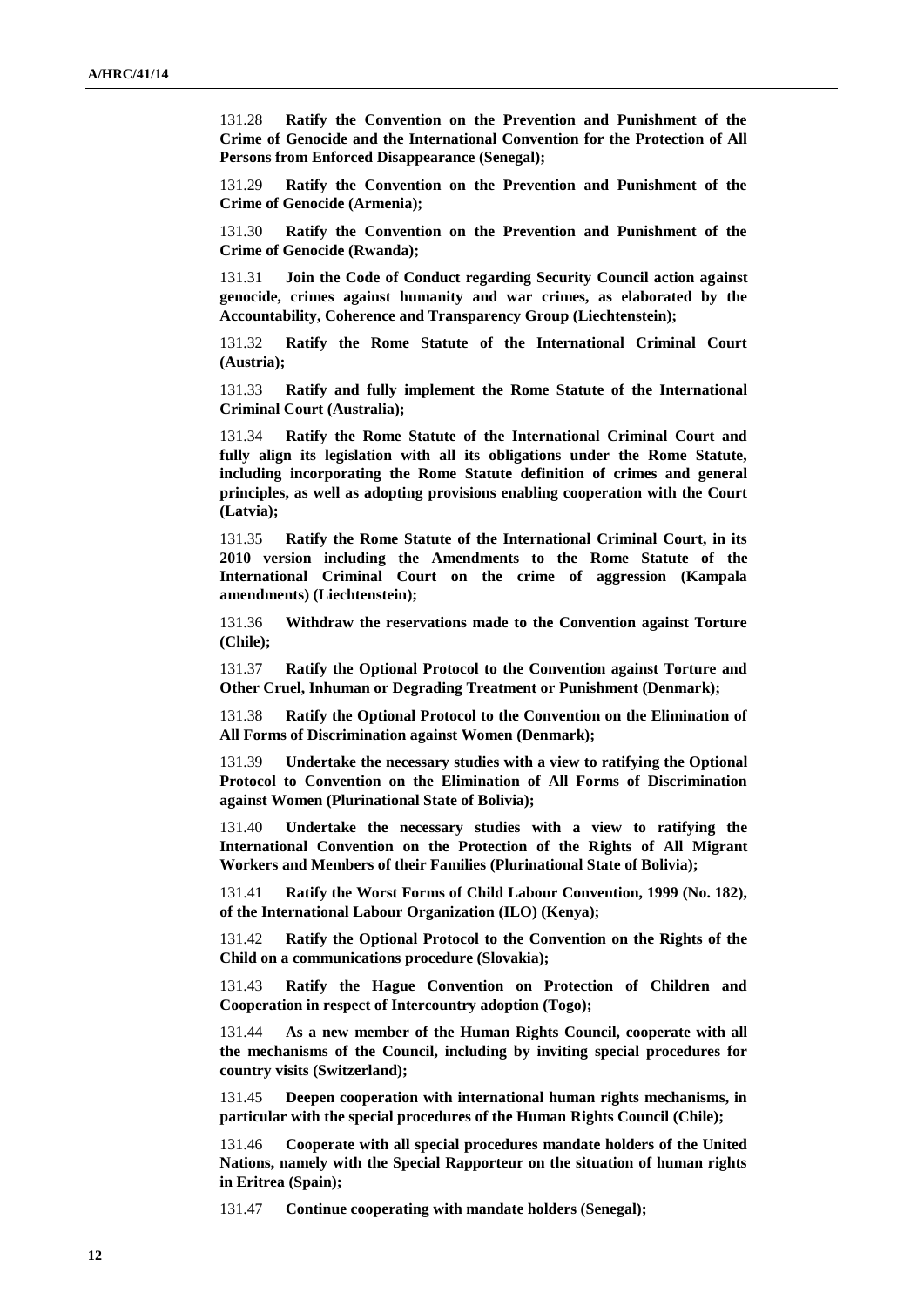131.28 **Ratify the Convention on the Prevention and Punishment of the Crime of Genocide and the International Convention for the Protection of All Persons from Enforced Disappearance (Senegal);**

131.29 **Ratify the Convention on the Prevention and Punishment of the Crime of Genocide (Armenia);**

131.30 **Ratify the Convention on the Prevention and Punishment of the Crime of Genocide (Rwanda);**

131.31 **Join the Code of Conduct regarding Security Council action against genocide, crimes against humanity and war crimes, as elaborated by the Accountability, Coherence and Transparency Group (Liechtenstein);**

131.32 **Ratify the Rome Statute of the International Criminal Court (Austria);**

131.33 **Ratify and fully implement the Rome Statute of the International Criminal Court (Australia);**

131.34 **Ratify the Rome Statute of the International Criminal Court and fully align its legislation with all its obligations under the Rome Statute, including incorporating the Rome Statute definition of crimes and general principles, as well as adopting provisions enabling cooperation with the Court (Latvia);**

131.35 **Ratify the Rome Statute of the International Criminal Court, in its 2010 version including the Amendments to the Rome Statute of the International Criminal Court on the crime of aggression (Kampala amendments) (Liechtenstein);**

131.36 **Withdraw the reservations made to the Convention against Torture (Chile);**

131.37 **Ratify the Optional Protocol to the Convention against Torture and Other Cruel, Inhuman or Degrading Treatment or Punishment (Denmark);**

131.38 **Ratify the Optional Protocol to the Convention on the Elimination of All Forms of Discrimination against Women (Denmark);**

131.39 **Undertake the necessary studies with a view to ratifying the Optional Protocol to Convention on the Elimination of All Forms of Discrimination against Women (Plurinational State of Bolivia);**

131.40 **Undertake the necessary studies with a view to ratifying the International Convention on the Protection of the Rights of All Migrant Workers and Members of their Families (Plurinational State of Bolivia);**

131.41 **Ratify the Worst Forms of Child Labour Convention, 1999 (No. 182), of the International Labour Organization (ILO) (Kenya);**

131.42 **Ratify the Optional Protocol to the Convention on the Rights of the Child on a communications procedure (Slovakia);**

131.43 **Ratify the Hague Convention on Protection of Children and Cooperation in respect of Intercountry adoption (Togo);**

131.44 **As a new member of the Human Rights Council, cooperate with all the mechanisms of the Council, including by inviting special procedures for country visits (Switzerland);**

131.45 **Deepen cooperation with international human rights mechanisms, in particular with the special procedures of the Human Rights Council (Chile);**

131.46 **Cooperate with all special procedures mandate holders of the United Nations, namely with the Special Rapporteur on the situation of human rights in Eritrea (Spain);**

131.47 **Continue cooperating with mandate holders (Senegal);**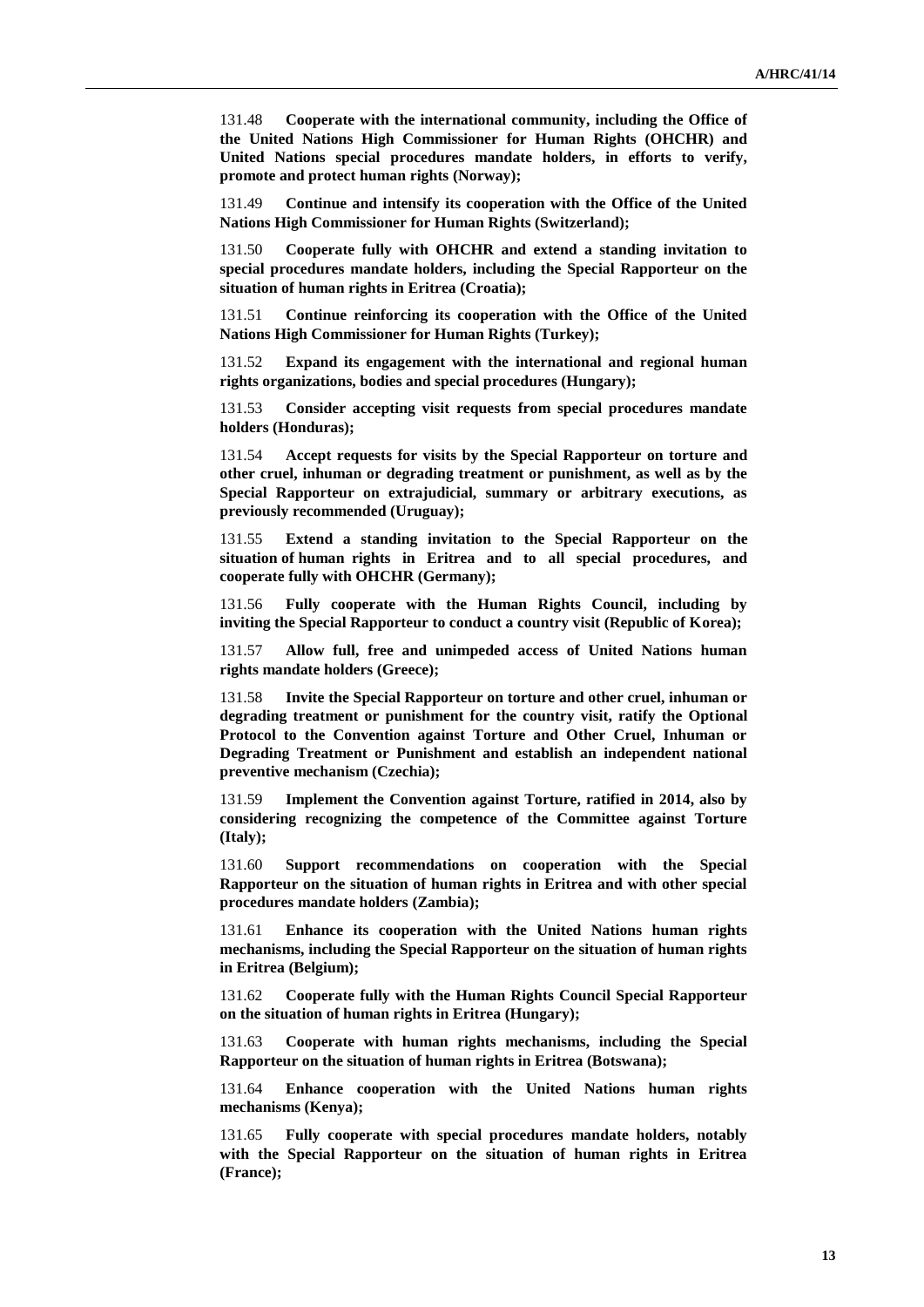131.48 **Cooperate with the international community, including the Office of the United Nations High Commissioner for Human Rights (OHCHR) and United Nations special procedures mandate holders, in efforts to verify, promote and protect human rights (Norway);**

131.49 **Continue and intensify its cooperation with the Office of the United Nations High Commissioner for Human Rights (Switzerland);**

131.50 **Cooperate fully with OHCHR and extend a standing invitation to special procedures mandate holders, including the Special Rapporteur on the situation of human rights in Eritrea (Croatia);**

131.51 **Continue reinforcing its cooperation with the Office of the United Nations High Commissioner for Human Rights (Turkey);**

131.52 **Expand its engagement with the international and regional human rights organizations, bodies and special procedures (Hungary);**

131.53 **Consider accepting visit requests from special procedures mandate holders (Honduras);**

131.54 **Accept requests for visits by the Special Rapporteur on torture and other cruel, inhuman or degrading treatment or punishment, as well as by the Special Rapporteur on extrajudicial, summary or arbitrary executions, as previously recommended (Uruguay);**

131.55 **Extend a standing invitation to the Special Rapporteur on the situation of human rights in Eritrea and to all special procedures, and cooperate fully with OHCHR (Germany);**

131.56 **Fully cooperate with the Human Rights Council, including by inviting the Special Rapporteur to conduct a country visit (Republic of Korea);**

131.57 **Allow full, free and unimpeded access of United Nations human rights mandate holders (Greece);**

131.58 **Invite the Special Rapporteur on torture and other cruel, inhuman or degrading treatment or punishment for the country visit, ratify the Optional Protocol to the Convention against Torture and Other Cruel, Inhuman or Degrading Treatment or Punishment and establish an independent national preventive mechanism (Czechia);**

131.59 **Implement the Convention against Torture, ratified in 2014, also by considering recognizing the competence of the Committee against Torture (Italy);**

131.60 **Support recommendations on cooperation with the Special Rapporteur on the situation of human rights in Eritrea and with other special procedures mandate holders (Zambia);**

131.61 **Enhance its cooperation with the United Nations human rights mechanisms, including the Special Rapporteur on the situation of human rights in Eritrea (Belgium);**

131.62 **Cooperate fully with the Human Rights Council Special Rapporteur on the situation of human rights in Eritrea (Hungary);**

131.63 **Cooperate with human rights mechanisms, including the Special Rapporteur on the situation of human rights in Eritrea (Botswana);**

131.64 **Enhance cooperation with the United Nations human rights mechanisms (Kenya);**

131.65 **Fully cooperate with special procedures mandate holders, notably with the Special Rapporteur on the situation of human rights in Eritrea (France);**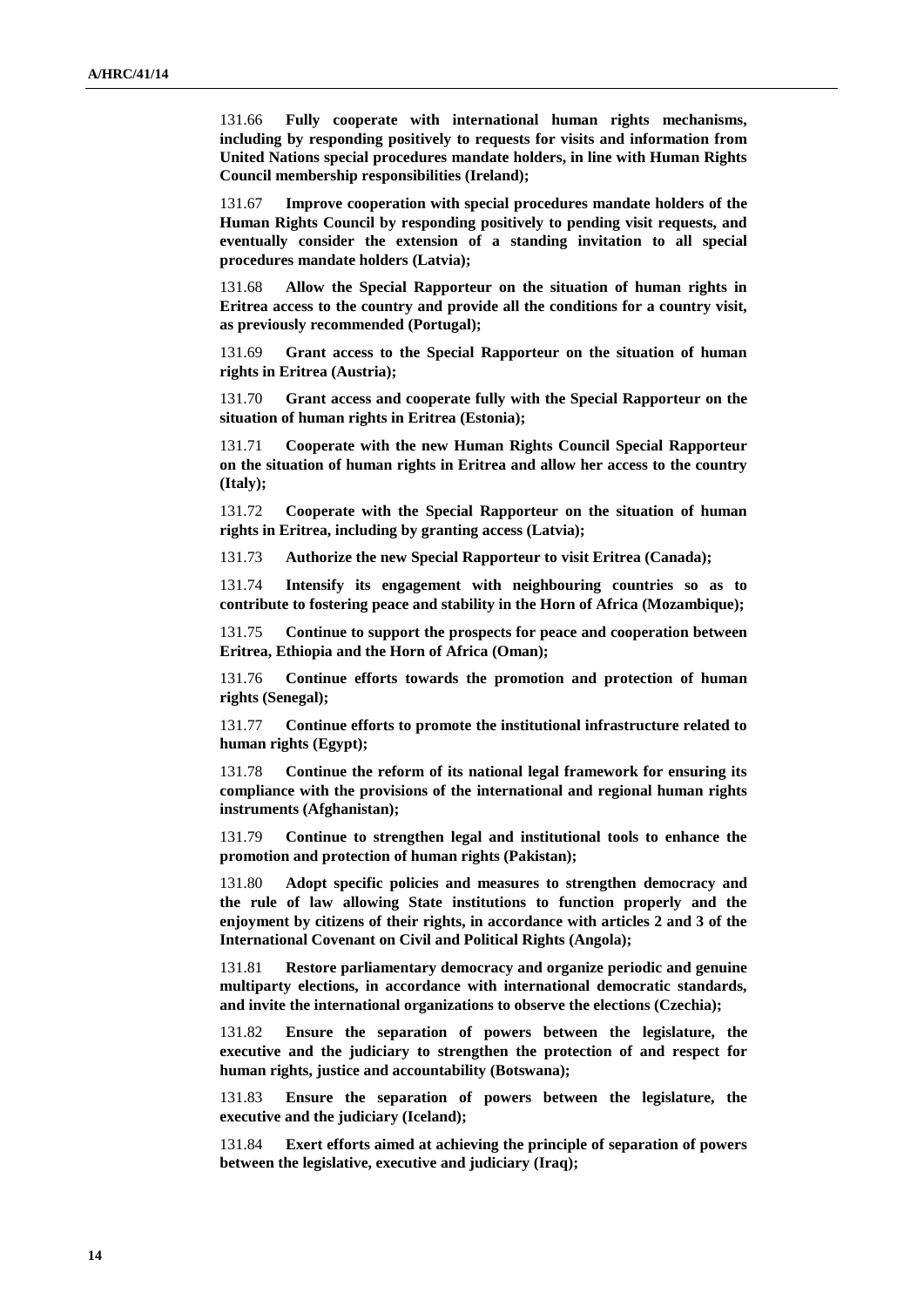131.66 **Fully cooperate with international human rights mechanisms, including by responding positively to requests for visits and information from United Nations special procedures mandate holders, in line with Human Rights Council membership responsibilities (Ireland);**

131.67 **Improve cooperation with special procedures mandate holders of the Human Rights Council by responding positively to pending visit requests, and eventually consider the extension of a standing invitation to all special procedures mandate holders (Latvia);**

131.68 **Allow the Special Rapporteur on the situation of human rights in Eritrea access to the country and provide all the conditions for a country visit, as previously recommended (Portugal);**

131.69 **Grant access to the Special Rapporteur on the situation of human rights in Eritrea (Austria);**

131.70 **Grant access and cooperate fully with the Special Rapporteur on the situation of human rights in Eritrea (Estonia);**

131.71 **Cooperate with the new Human Rights Council Special Rapporteur on the situation of human rights in Eritrea and allow her access to the country (Italy);**

131.72 **Cooperate with the Special Rapporteur on the situation of human rights in Eritrea, including by granting access (Latvia);**

131.73 **Authorize the new Special Rapporteur to visit Eritrea (Canada);**

131.74 **Intensify its engagement with neighbouring countries so as to contribute to fostering peace and stability in the Horn of Africa (Mozambique);**

131.75 **Continue to support the prospects for peace and cooperation between Eritrea, Ethiopia and the Horn of Africa (Oman);**

131.76 **Continue efforts towards the promotion and protection of human rights (Senegal);**

131.77 **Continue efforts to promote the institutional infrastructure related to human rights (Egypt);**

131.78 **Continue the reform of its national legal framework for ensuring its compliance with the provisions of the international and regional human rights instruments (Afghanistan);**

131.79 **Continue to strengthen legal and institutional tools to enhance the promotion and protection of human rights (Pakistan);**

131.80 **Adopt specific policies and measures to strengthen democracy and the rule of law allowing State institutions to function properly and the enjoyment by citizens of their rights, in accordance with articles 2 and 3 of the International Covenant on Civil and Political Rights (Angola);**

131.81 **Restore parliamentary democracy and organize periodic and genuine multiparty elections, in accordance with international democratic standards, and invite the international organizations to observe the elections (Czechia);**

131.82 **Ensure the separation of powers between the legislature, the executive and the judiciary to strengthen the protection of and respect for human rights, justice and accountability (Botswana);**

131.83 **Ensure the separation of powers between the legislature, the executive and the judiciary (Iceland);**

131.84 **Exert efforts aimed at achieving the principle of separation of powers between the legislative, executive and judiciary (Iraq);**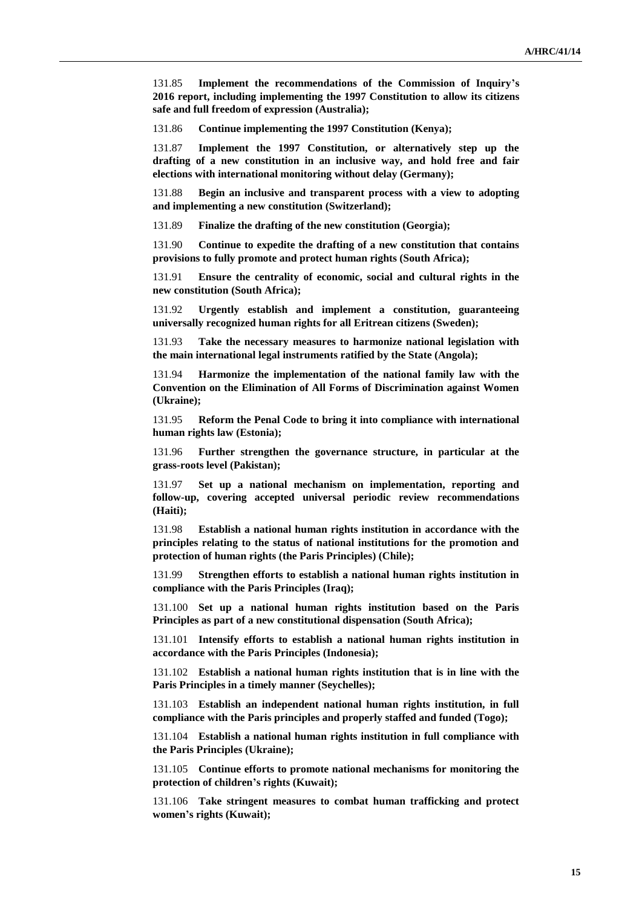131.85 **Implement the recommendations of the Commission of Inquiry's 2016 report, including implementing the 1997 Constitution to allow its citizens safe and full freedom of expression (Australia);**

131.86 **Continue implementing the 1997 Constitution (Kenya);**

131.87 **Implement the 1997 Constitution, or alternatively step up the drafting of a new constitution in an inclusive way, and hold free and fair elections with international monitoring without delay (Germany);**

131.88 **Begin an inclusive and transparent process with a view to adopting and implementing a new constitution (Switzerland);**

131.89 **Finalize the drafting of the new constitution (Georgia);**

131.90 **Continue to expedite the drafting of a new constitution that contains provisions to fully promote and protect human rights (South Africa);**

131.91 **Ensure the centrality of economic, social and cultural rights in the new constitution (South Africa);**

131.92 **Urgently establish and implement a constitution, guaranteeing universally recognized human rights for all Eritrean citizens (Sweden);**

131.93 **Take the necessary measures to harmonize national legislation with the main international legal instruments ratified by the State (Angola);**

131.94 **Harmonize the implementation of the national family law with the Convention on the Elimination of All Forms of Discrimination against Women (Ukraine);**

131.95 **Reform the Penal Code to bring it into compliance with international human rights law (Estonia);**

131.96 **Further strengthen the governance structure, in particular at the grass-roots level (Pakistan);**

131.97 **Set up a national mechanism on implementation, reporting and follow-up, covering accepted universal periodic review recommendations (Haiti);**

131.98 **Establish a national human rights institution in accordance with the principles relating to the status of national institutions for the promotion and protection of human rights (the Paris Principles) (Chile);**

131.99 **Strengthen efforts to establish a national human rights institution in compliance with the Paris Principles (Iraq);**

131.100 **Set up a national human rights institution based on the Paris Principles as part of a new constitutional dispensation (South Africa);**

131.101 **Intensify efforts to establish a national human rights institution in accordance with the Paris Principles (Indonesia);**

131.102 **Establish a national human rights institution that is in line with the Paris Principles in a timely manner (Seychelles);**

131.103 **Establish an independent national human rights institution, in full compliance with the Paris principles and properly staffed and funded (Togo);**

131.104 **Establish a national human rights institution in full compliance with the Paris Principles (Ukraine);**

131.105 **Continue efforts to promote national mechanisms for monitoring the protection of children's rights (Kuwait);**

131.106 **Take stringent measures to combat human trafficking and protect women's rights (Kuwait);**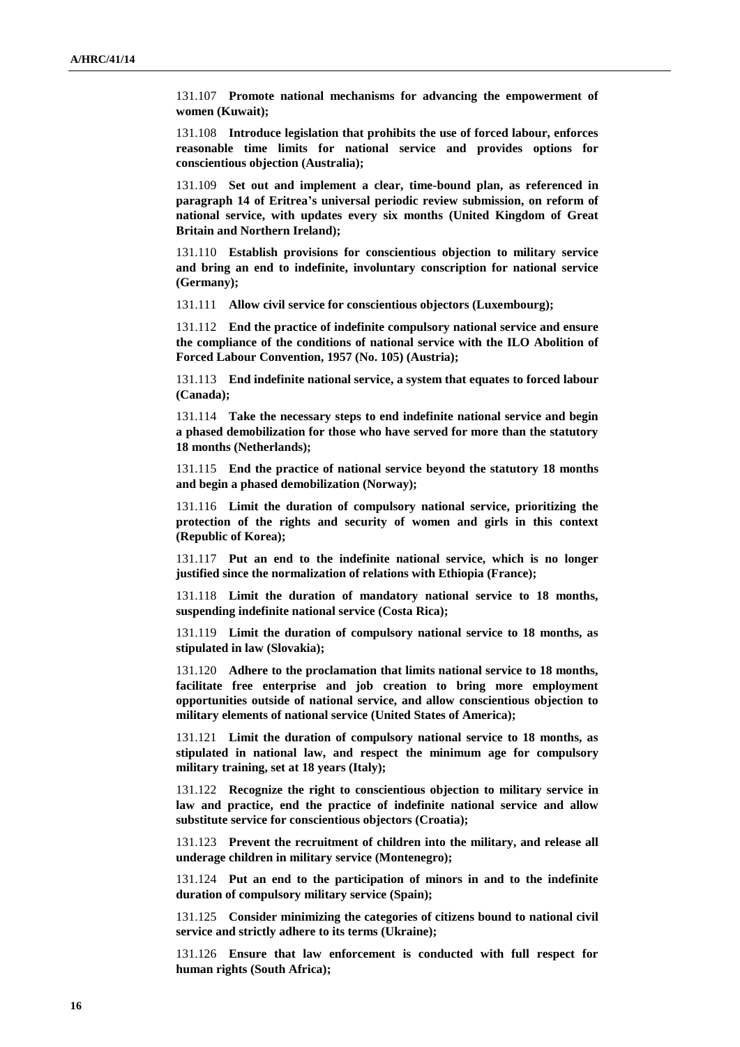131.107 **Promote national mechanisms for advancing the empowerment of women (Kuwait);**

131.108 **Introduce legislation that prohibits the use of forced labour, enforces reasonable time limits for national service and provides options for conscientious objection (Australia);**

131.109 **Set out and implement a clear, time-bound plan, as referenced in paragraph 14 of Eritrea's universal periodic review submission, on reform of national service, with updates every six months (United Kingdom of Great Britain and Northern Ireland);**

131.110 **Establish provisions for conscientious objection to military service and bring an end to indefinite, involuntary conscription for national service (Germany);**

131.111 **Allow civil service for conscientious objectors (Luxembourg);**

131.112 **End the practice of indefinite compulsory national service and ensure the compliance of the conditions of national service with the ILO Abolition of Forced Labour Convention, 1957 (No. 105) (Austria);**

131.113 **End indefinite national service, a system that equates to forced labour (Canada);**

131.114 **Take the necessary steps to end indefinite national service and begin a phased demobilization for those who have served for more than the statutory 18 months (Netherlands);**

131.115 **End the practice of national service beyond the statutory 18 months and begin a phased demobilization (Norway);**

131.116 **Limit the duration of compulsory national service, prioritizing the protection of the rights and security of women and girls in this context (Republic of Korea);**

131.117 **Put an end to the indefinite national service, which is no longer justified since the normalization of relations with Ethiopia (France);**

131.118 **Limit the duration of mandatory national service to 18 months, suspending indefinite national service (Costa Rica);**

131.119 **Limit the duration of compulsory national service to 18 months, as stipulated in law (Slovakia);**

131.120 **Adhere to the proclamation that limits national service to 18 months, facilitate free enterprise and job creation to bring more employment opportunities outside of national service, and allow conscientious objection to military elements of national service (United States of America);**

131.121 **Limit the duration of compulsory national service to 18 months, as stipulated in national law, and respect the minimum age for compulsory military training, set at 18 years (Italy);**

131.122 **Recognize the right to conscientious objection to military service in law and practice, end the practice of indefinite national service and allow substitute service for conscientious objectors (Croatia);**

131.123 **Prevent the recruitment of children into the military, and release all underage children in military service (Montenegro);**

131.124 **Put an end to the participation of minors in and to the indefinite duration of compulsory military service (Spain);**

131.125 **Consider minimizing the categories of citizens bound to national civil service and strictly adhere to its terms (Ukraine);**

131.126 **Ensure that law enforcement is conducted with full respect for human rights (South Africa);**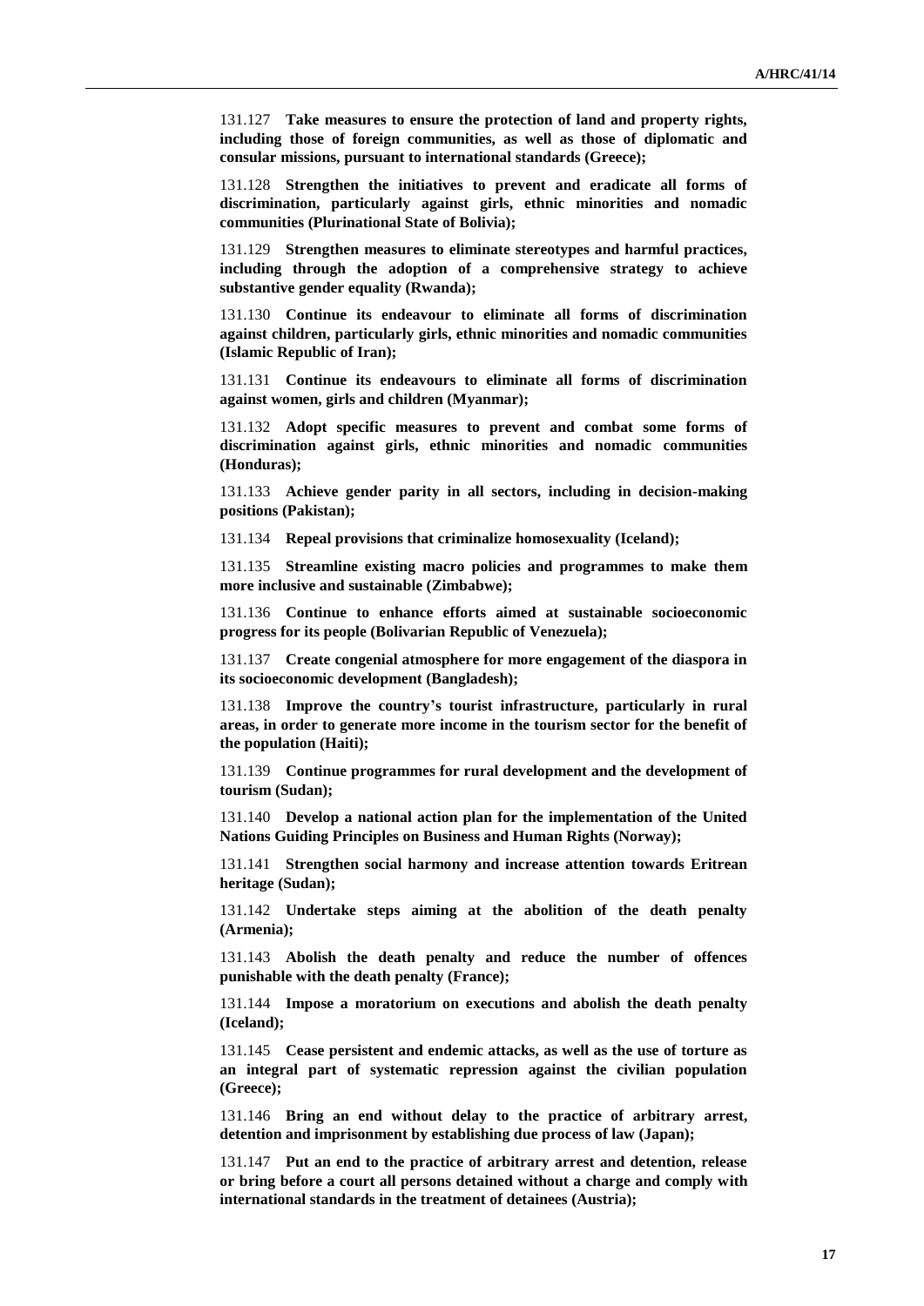131.127 **Take measures to ensure the protection of land and property rights, including those of foreign communities, as well as those of diplomatic and consular missions, pursuant to international standards (Greece);**

131.128 **Strengthen the initiatives to prevent and eradicate all forms of discrimination, particularly against girls, ethnic minorities and nomadic communities (Plurinational State of Bolivia);**

131.129 **Strengthen measures to eliminate stereotypes and harmful practices, including through the adoption of a comprehensive strategy to achieve substantive gender equality (Rwanda);**

131.130 **Continue its endeavour to eliminate all forms of discrimination against children, particularly girls, ethnic minorities and nomadic communities (Islamic Republic of Iran);**

131.131 **Continue its endeavours to eliminate all forms of discrimination against women, girls and children (Myanmar);**

131.132 **Adopt specific measures to prevent and combat some forms of discrimination against girls, ethnic minorities and nomadic communities (Honduras);**

131.133 **Achieve gender parity in all sectors, including in decision-making positions (Pakistan);**

131.134 **Repeal provisions that criminalize homosexuality (Iceland);**

131.135 **Streamline existing macro policies and programmes to make them more inclusive and sustainable (Zimbabwe);**

131.136 **Continue to enhance efforts aimed at sustainable socioeconomic progress for its people (Bolivarian Republic of Venezuela);**

131.137 **Create congenial atmosphere for more engagement of the diaspora in its socioeconomic development (Bangladesh);**

131.138 **Improve the country's tourist infrastructure, particularly in rural areas, in order to generate more income in the tourism sector for the benefit of the population (Haiti);**

131.139 **Continue programmes for rural development and the development of tourism (Sudan);**

131.140 **Develop a national action plan for the implementation of the United Nations Guiding Principles on Business and Human Rights (Norway);**

131.141 **Strengthen social harmony and increase attention towards Eritrean heritage (Sudan);**

131.142 **Undertake steps aiming at the abolition of the death penalty (Armenia);**

131.143 **Abolish the death penalty and reduce the number of offences punishable with the death penalty (France);**

131.144 **Impose a moratorium on executions and abolish the death penalty (Iceland);**

131.145 **Cease persistent and endemic attacks, as well as the use of torture as an integral part of systematic repression against the civilian population (Greece);**

131.146 **Bring an end without delay to the practice of arbitrary arrest, detention and imprisonment by establishing due process of law (Japan);**

131.147 **Put an end to the practice of arbitrary arrest and detention, release or bring before a court all persons detained without a charge and comply with international standards in the treatment of detainees (Austria);**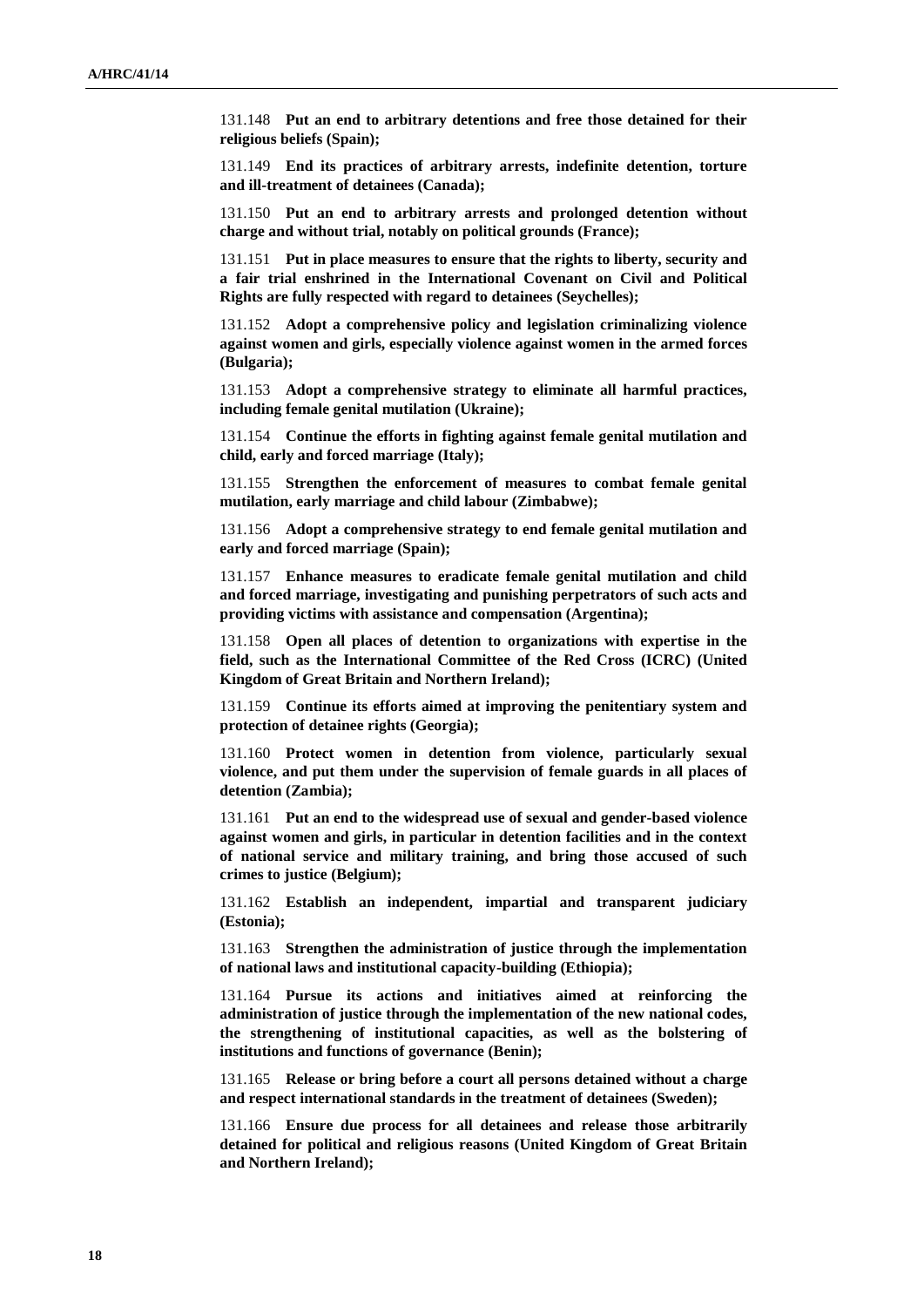131.148 **Put an end to arbitrary detentions and free those detained for their religious beliefs (Spain);**

131.149 **End its practices of arbitrary arrests, indefinite detention, torture and ill-treatment of detainees (Canada);**

131.150 **Put an end to arbitrary arrests and prolonged detention without charge and without trial, notably on political grounds (France);**

131.151 **Put in place measures to ensure that the rights to liberty, security and a fair trial enshrined in the International Covenant on Civil and Political Rights are fully respected with regard to detainees (Seychelles);**

131.152 **Adopt a comprehensive policy and legislation criminalizing violence against women and girls, especially violence against women in the armed forces (Bulgaria);**

131.153 **Adopt a comprehensive strategy to eliminate all harmful practices, including female genital mutilation (Ukraine);**

131.154 **Continue the efforts in fighting against female genital mutilation and child, early and forced marriage (Italy);**

131.155 **Strengthen the enforcement of measures to combat female genital mutilation, early marriage and child labour (Zimbabwe);**

131.156 **Adopt a comprehensive strategy to end female genital mutilation and early and forced marriage (Spain);**

131.157 **Enhance measures to eradicate female genital mutilation and child and forced marriage, investigating and punishing perpetrators of such acts and providing victims with assistance and compensation (Argentina);**

131.158 **Open all places of detention to organizations with expertise in the field, such as the International Committee of the Red Cross (ICRC) (United Kingdom of Great Britain and Northern Ireland);**

131.159 **Continue its efforts aimed at improving the penitentiary system and protection of detainee rights (Georgia);**

131.160 **Protect women in detention from violence, particularly sexual violence, and put them under the supervision of female guards in all places of detention (Zambia);**

131.161 **Put an end to the widespread use of sexual and gender-based violence against women and girls, in particular in detention facilities and in the context of national service and military training, and bring those accused of such crimes to justice (Belgium);**

131.162 **Establish an independent, impartial and transparent judiciary (Estonia);**

131.163 **Strengthen the administration of justice through the implementation of national laws and institutional capacity-building (Ethiopia);**

131.164 **Pursue its actions and initiatives aimed at reinforcing the administration of justice through the implementation of the new national codes, the strengthening of institutional capacities, as well as the bolstering of institutions and functions of governance (Benin);**

131.165 **Release or bring before a court all persons detained without a charge and respect international standards in the treatment of detainees (Sweden);**

131.166 **Ensure due process for all detainees and release those arbitrarily detained for political and religious reasons (United Kingdom of Great Britain and Northern Ireland);**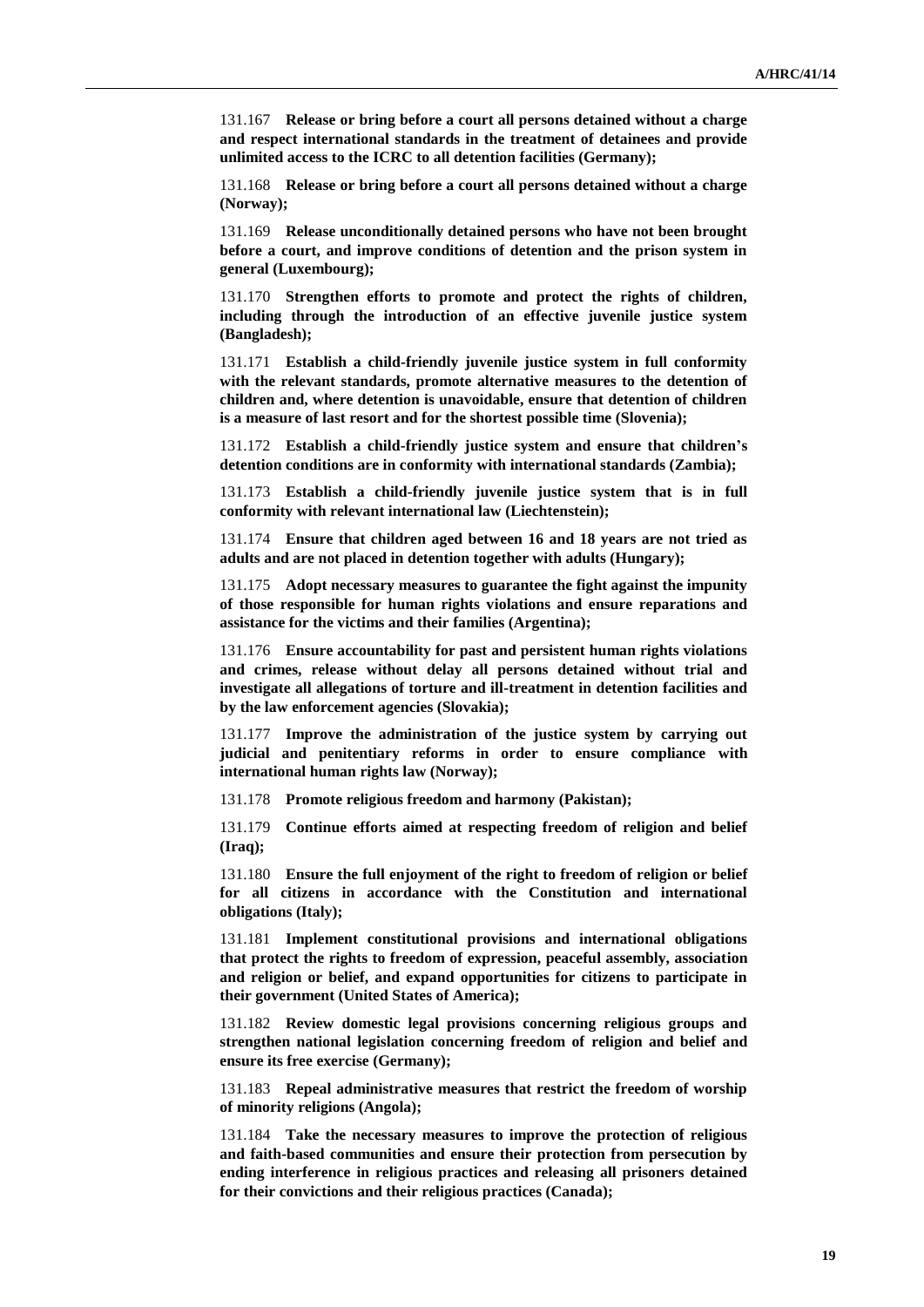131.167 **Release or bring before a court all persons detained without a charge and respect international standards in the treatment of detainees and provide unlimited access to the ICRC to all detention facilities (Germany);**

131.168 **Release or bring before a court all persons detained without a charge (Norway);**

131.169 **Release unconditionally detained persons who have not been brought before a court, and improve conditions of detention and the prison system in general (Luxembourg);**

131.170 **Strengthen efforts to promote and protect the rights of children, including through the introduction of an effective juvenile justice system (Bangladesh);**

131.171 **Establish a child-friendly juvenile justice system in full conformity with the relevant standards, promote alternative measures to the detention of children and, where detention is unavoidable, ensure that detention of children is a measure of last resort and for the shortest possible time (Slovenia);**

131.172 **Establish a child-friendly justice system and ensure that children's detention conditions are in conformity with international standards (Zambia);**

131.173 **Establish a child-friendly juvenile justice system that is in full conformity with relevant international law (Liechtenstein);**

131.174 **Ensure that children aged between 16 and 18 years are not tried as adults and are not placed in detention together with adults (Hungary);**

131.175 **Adopt necessary measures to guarantee the fight against the impunity of those responsible for human rights violations and ensure reparations and assistance for the victims and their families (Argentina);**

131.176 **Ensure accountability for past and persistent human rights violations and crimes, release without delay all persons detained without trial and investigate all allegations of torture and ill-treatment in detention facilities and by the law enforcement agencies (Slovakia);**

131.177 **Improve the administration of the justice system by carrying out judicial and penitentiary reforms in order to ensure compliance with international human rights law (Norway);**

131.178 **Promote religious freedom and harmony (Pakistan);**

131.179 **Continue efforts aimed at respecting freedom of religion and belief (Iraq);**

131.180 **Ensure the full enjoyment of the right to freedom of religion or belief for all citizens in accordance with the Constitution and international obligations (Italy);**

131.181 **Implement constitutional provisions and international obligations that protect the rights to freedom of expression, peaceful assembly, association and religion or belief, and expand opportunities for citizens to participate in their government (United States of America);**

131.182 **Review domestic legal provisions concerning religious groups and strengthen national legislation concerning freedom of religion and belief and ensure its free exercise (Germany);**

131.183 **Repeal administrative measures that restrict the freedom of worship of minority religions (Angola);**

131.184 **Take the necessary measures to improve the protection of religious and faith-based communities and ensure their protection from persecution by ending interference in religious practices and releasing all prisoners detained for their convictions and their religious practices (Canada);**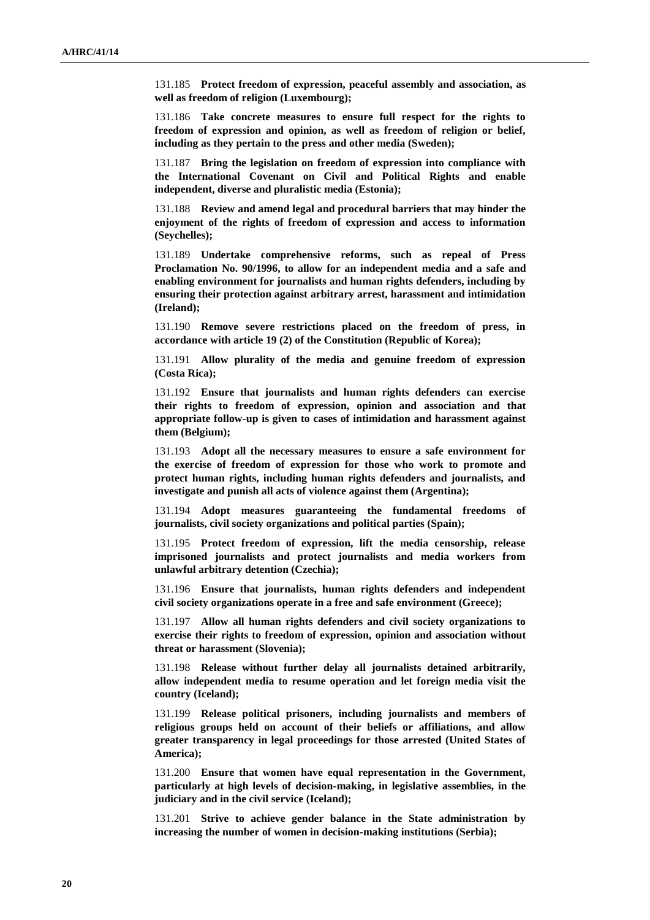131.185 **Protect freedom of expression, peaceful assembly and association, as well as freedom of religion (Luxembourg);**

131.186 **Take concrete measures to ensure full respect for the rights to freedom of expression and opinion, as well as freedom of religion or belief, including as they pertain to the press and other media (Sweden);**

131.187 **Bring the legislation on freedom of expression into compliance with the International Covenant on Civil and Political Rights and enable independent, diverse and pluralistic media (Estonia);**

131.188 **Review and amend legal and procedural barriers that may hinder the enjoyment of the rights of freedom of expression and access to information (Seychelles);**

131.189 **Undertake comprehensive reforms, such as repeal of Press Proclamation No. 90/1996, to allow for an independent media and a safe and enabling environment for journalists and human rights defenders, including by ensuring their protection against arbitrary arrest, harassment and intimidation (Ireland);**

131.190 **Remove severe restrictions placed on the freedom of press, in accordance with article 19 (2) of the Constitution (Republic of Korea);**

131.191 **Allow plurality of the media and genuine freedom of expression (Costa Rica);**

131.192 **Ensure that journalists and human rights defenders can exercise their rights to freedom of expression, opinion and association and that appropriate follow-up is given to cases of intimidation and harassment against them (Belgium);**

131.193 **Adopt all the necessary measures to ensure a safe environment for the exercise of freedom of expression for those who work to promote and protect human rights, including human rights defenders and journalists, and investigate and punish all acts of violence against them (Argentina);**

131.194 **Adopt measures guaranteeing the fundamental freedoms of journalists, civil society organizations and political parties (Spain);**

131.195 **Protect freedom of expression, lift the media censorship, release imprisoned journalists and protect journalists and media workers from unlawful arbitrary detention (Czechia);**

131.196 **Ensure that journalists, human rights defenders and independent civil society organizations operate in a free and safe environment (Greece);**

131.197 **Allow all human rights defenders and civil society organizations to exercise their rights to freedom of expression, opinion and association without threat or harassment (Slovenia);**

131.198 **Release without further delay all journalists detained arbitrarily, allow independent media to resume operation and let foreign media visit the country (Iceland);**

131.199 **Release political prisoners, including journalists and members of religious groups held on account of their beliefs or affiliations, and allow greater transparency in legal proceedings for those arrested (United States of America);**

131.200 **Ensure that women have equal representation in the Government, particularly at high levels of decision-making, in legislative assemblies, in the judiciary and in the civil service (Iceland);**

131.201 **Strive to achieve gender balance in the State administration by increasing the number of women in decision-making institutions (Serbia);**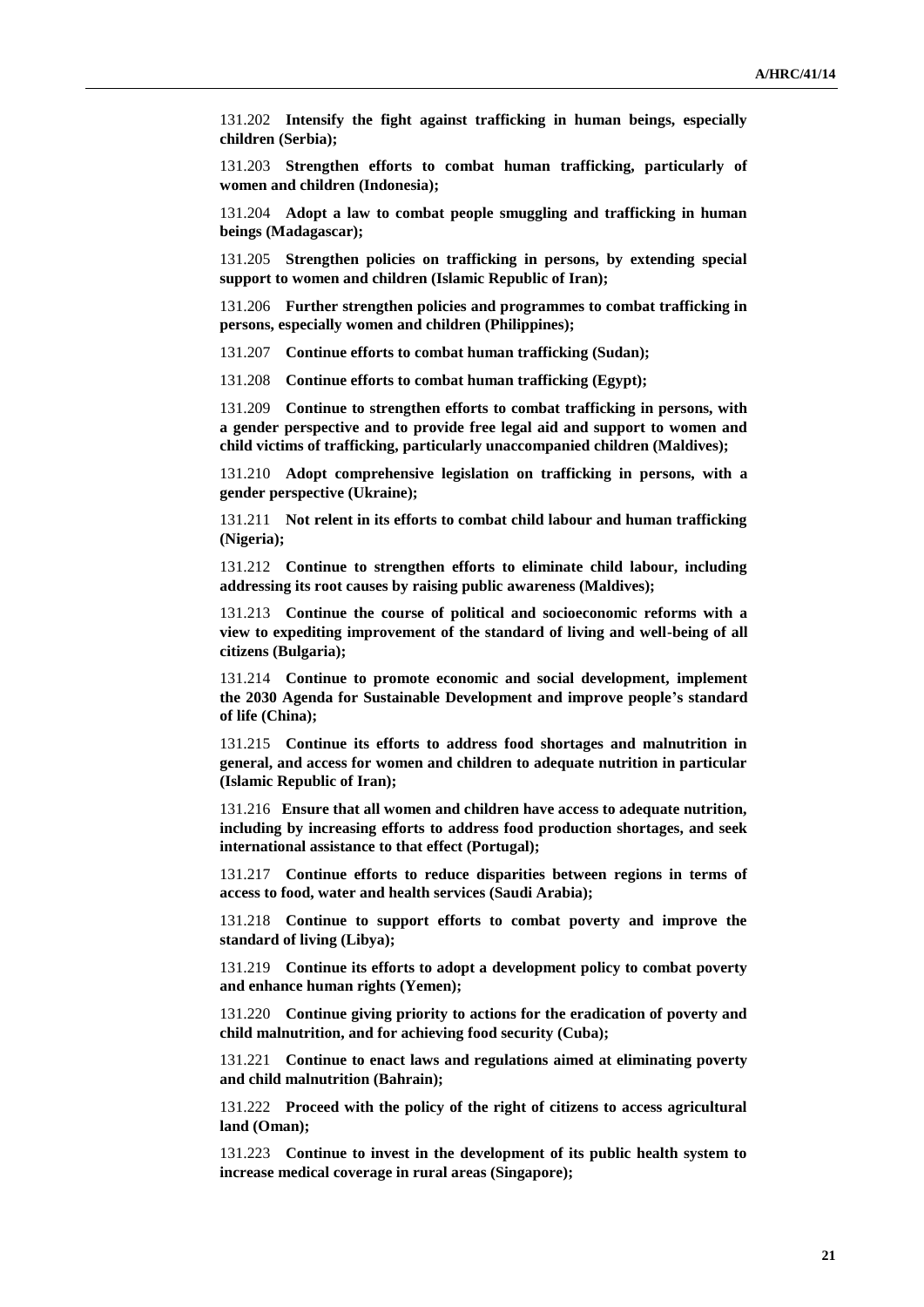131.202 **Intensify the fight against trafficking in human beings, especially children (Serbia);**

131.203 **Strengthen efforts to combat human trafficking, particularly of women and children (Indonesia);**

131.204 **Adopt a law to combat people smuggling and trafficking in human beings (Madagascar);**

131.205 **Strengthen policies on trafficking in persons, by extending special support to women and children (Islamic Republic of Iran);**

131.206 **Further strengthen policies and programmes to combat trafficking in persons, especially women and children (Philippines);**

131.207 **Continue efforts to combat human trafficking (Sudan);**

131.208 **Continue efforts to combat human trafficking (Egypt);**

131.209 **Continue to strengthen efforts to combat trafficking in persons, with a gender perspective and to provide free legal aid and support to women and child victims of trafficking, particularly unaccompanied children (Maldives);**

131.210 **Adopt comprehensive legislation on trafficking in persons, with a gender perspective (Ukraine);**

131.211 **Not relent in its efforts to combat child labour and human trafficking (Nigeria);**

131.212 **Continue to strengthen efforts to eliminate child labour, including addressing its root causes by raising public awareness (Maldives);**

131.213 **Continue the course of political and socioeconomic reforms with a view to expediting improvement of the standard of living and well-being of all citizens (Bulgaria);**

131.214 **Continue to promote economic and social development, implement the 2030 Agenda for Sustainable Development and improve people's standard of life (China);**

131.215 **Continue its efforts to address food shortages and malnutrition in general, and access for women and children to adequate nutrition in particular (Islamic Republic of Iran);**

131.216 **Ensure that all women and children have access to adequate nutrition, including by increasing efforts to address food production shortages, and seek international assistance to that effect (Portugal);**

131.217 **Continue efforts to reduce disparities between regions in terms of access to food, water and health services (Saudi Arabia);**

131.218 **Continue to support efforts to combat poverty and improve the standard of living (Libya);**

131.219 **Continue its efforts to adopt a development policy to combat poverty and enhance human rights (Yemen);**

131.220 **Continue giving priority to actions for the eradication of poverty and child malnutrition, and for achieving food security (Cuba);**

131.221 **Continue to enact laws and regulations aimed at eliminating poverty and child malnutrition (Bahrain);**

131.222 **Proceed with the policy of the right of citizens to access agricultural land (Oman);**

131.223 **Continue to invest in the development of its public health system to increase medical coverage in rural areas (Singapore);**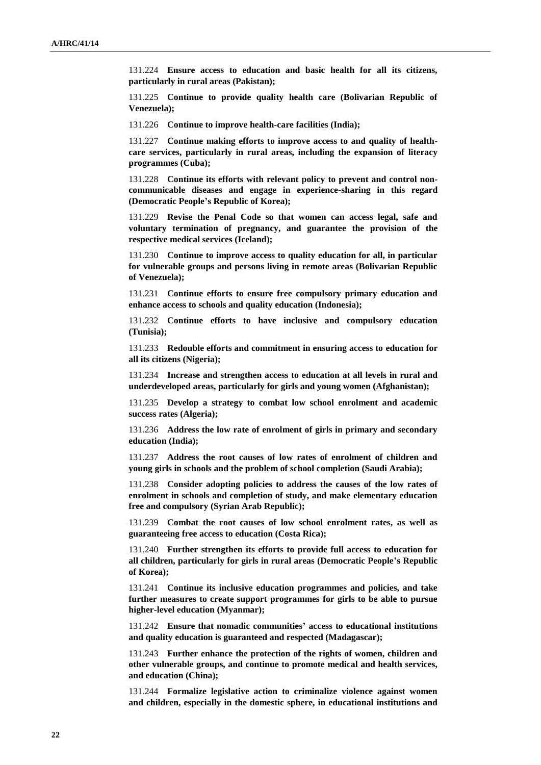131.224 **Ensure access to education and basic health for all its citizens, particularly in rural areas (Pakistan);**

131.225 **Continue to provide quality health care (Bolivarian Republic of Venezuela);**

131.226 **Continue to improve health-care facilities (India);**

131.227 **Continue making efforts to improve access to and quality of health-care services, particularly in rural areas, including the expansion of literacy programmes (Cuba);**

131.228 **Continue its efforts with relevant policy to prevent and control non-communicable diseases and engage in experience-sharing in this regard (Democratic People's Republic of Korea);**

131.229 **Revise the Penal Code so that women can access legal, safe and voluntary termination of pregnancy, and guarantee the provision of the respective medical services (Iceland);**

131.230 **Continue to improve access to quality education for all, in particular for vulnerable groups and persons living in remote areas (Bolivarian Republic of Venezuela);**

131.231 **Continue efforts to ensure free compulsory primary education and enhance access to schools and quality education (Indonesia);**

131.232 **Continue efforts to have inclusive and compulsory education (Tunisia);**

131.233 **Redouble efforts and commitment in ensuring access to education for all its citizens (Nigeria);**

131.234 **Increase and strengthen access to education at all levels in rural and underdeveloped areas, particularly for girls and young women (Afghanistan);**

131.235 **Develop a strategy to combat low school enrolment and academic success rates (Algeria);**

131.236 **Address the low rate of enrolment of girls in primary and secondary education (India);**

131.237 **Address the root causes of low rates of enrolment of children and young girls in schools and the problem of school completion (Saudi Arabia);**

131.238 **Consider adopting policies to address the causes of the low rates of enrolment in schools and completion of study, and make elementary education free and compulsory (Syrian Arab Republic);**

131.239 **Combat the root causes of low school enrolment rates, as well as guaranteeing free access to education (Costa Rica);**

131.240 **Further strengthen its efforts to provide full access to education for all children, particularly for girls in rural areas (Democratic People's Republic of Korea);**

131.241 **Continue its inclusive education programmes and policies, and take further measures to create support programmes for girls to be able to pursue higher-level education (Myanmar);**

131.242 **Ensure that nomadic communities' access to educational institutions and quality education is guaranteed and respected (Madagascar);**

131.243 **Further enhance the protection of the rights of women, children and other vulnerable groups, and continue to promote medical and health services, and education (China);**

131.244 **Formalize legislative action to criminalize violence against women and children, especially in the domestic sphere, in educational institutions and**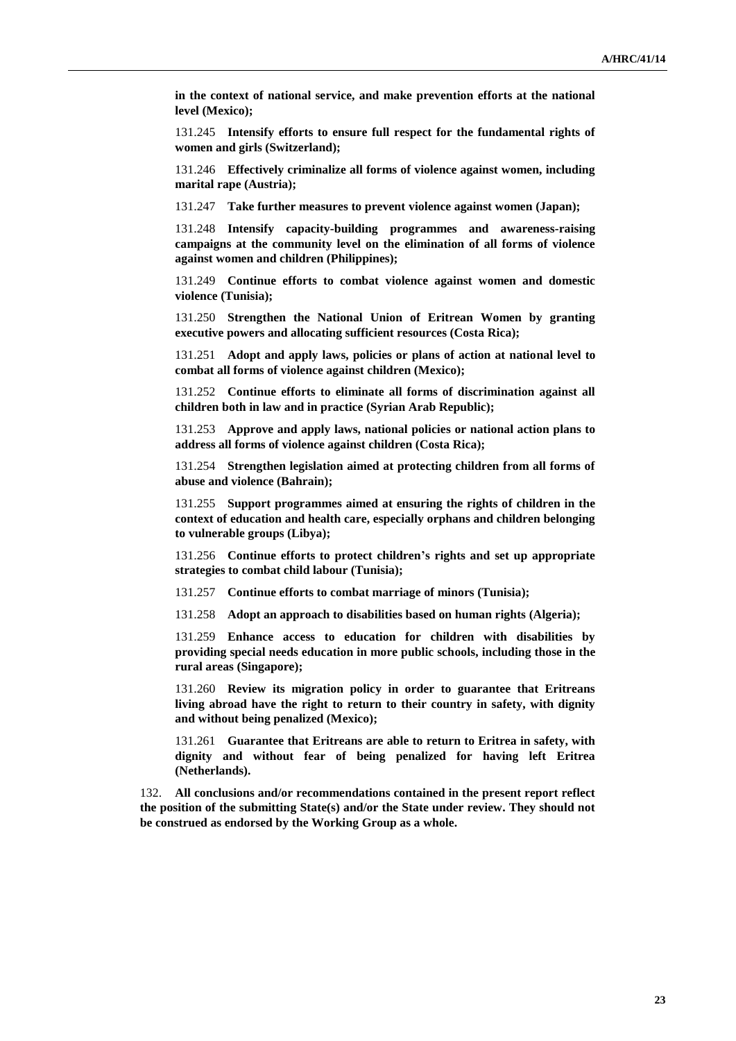**in the context of national service, and make prevention efforts at the national level (Mexico);**

131.245 **Intensify efforts to ensure full respect for the fundamental rights of women and girls (Switzerland);**

131.246 **Effectively criminalize all forms of violence against women, including marital rape (Austria);**

131.247 **Take further measures to prevent violence against women (Japan);**

131.248 **Intensify capacity-building programmes and awareness-raising campaigns at the community level on the elimination of all forms of violence against women and children (Philippines);**

131.249 **Continue efforts to combat violence against women and domestic violence (Tunisia);**

131.250 **Strengthen the National Union of Eritrean Women by granting executive powers and allocating sufficient resources (Costa Rica);**

131.251 **Adopt and apply laws, policies or plans of action at national level to combat all forms of violence against children (Mexico);**

131.252 **Continue efforts to eliminate all forms of discrimination against all children both in law and in practice (Syrian Arab Republic);**

131.253 **Approve and apply laws, national policies or national action plans to address all forms of violence against children (Costa Rica);**

131.254 **Strengthen legislation aimed at protecting children from all forms of abuse and violence (Bahrain);**

131.255 **Support programmes aimed at ensuring the rights of children in the context of education and health care, especially orphans and children belonging to vulnerable groups (Libya);**

131.256 **Continue efforts to protect children's rights and set up appropriate strategies to combat child labour (Tunisia);**

131.257 **Continue efforts to combat marriage of minors (Tunisia);**

131.258 **Adopt an approach to disabilities based on human rights (Algeria);**

131.259 **Enhance access to education for children with disabilities by providing special needs education in more public schools, including those in the rural areas (Singapore);**

131.260 **Review its migration policy in order to guarantee that Eritreans living abroad have the right to return to their country in safety, with dignity and without being penalized (Mexico);**

131.261 **Guarantee that Eritreans are able to return to Eritrea in safety, with dignity and without fear of being penalized for having left Eritrea (Netherlands).**

132. **All conclusions and/or recommendations contained in the present report reflect the position of the submitting State(s) and/or the State under review. They should not be construed as endorsed by the Working Group as a whole.**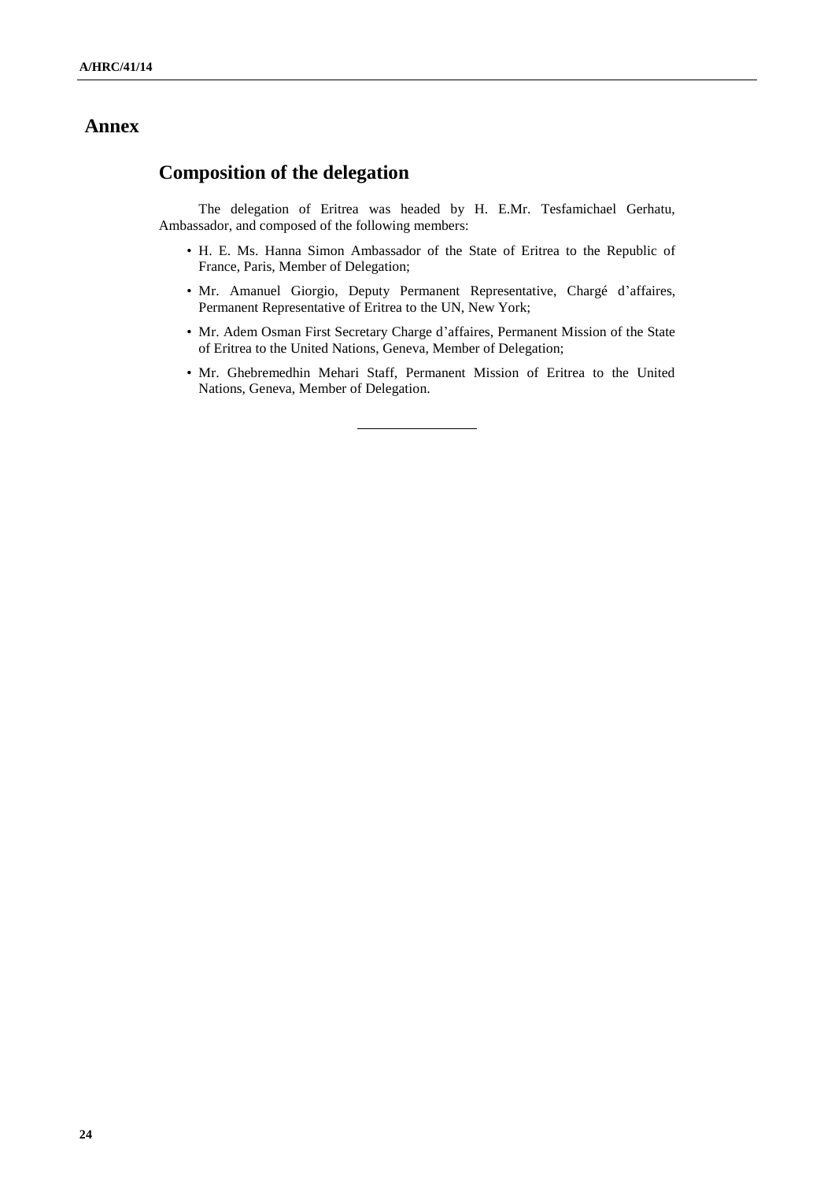# Annex

## Composition of the delegation

The delegation of Eritrea was headed by H. E.Mr. Tesfamichael Gerhatu, Ambassador, and composed of the following members:

- H. E. Ms. Hanna Simon Ambassador of the State of Eritrea to the Republic of France, Paris, Member of Delegation;
- Mr. Amanuel Giorgio, Deputy Permanent Representative, Chargé d'affaires, Permanent Representative of Eritrea to the UN, New York;
- Mr. Adem Osman First Secretary Charge d'affaires, Permanent Mission of the State of Eritrea to the United Nations, Geneva, Member of Delegation;
- Mr. Ghebremedhin Mehari Staff, Permanent Mission of Eritrea to the United Nations, Geneva, Member of Delegation.